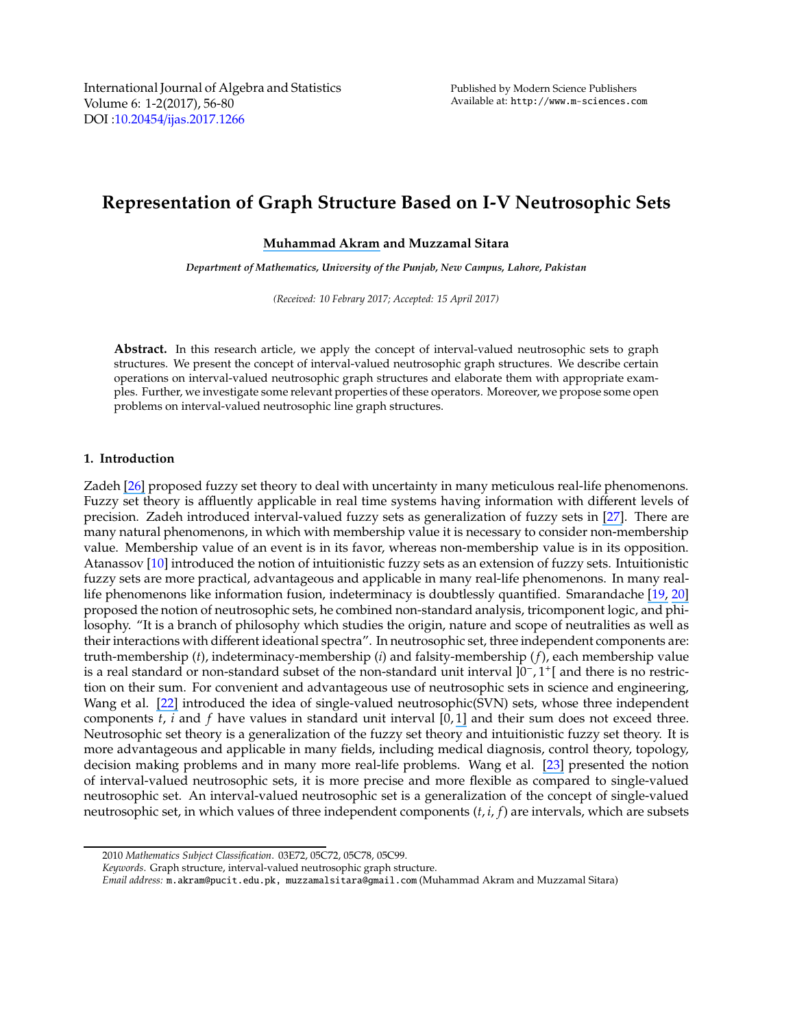International Journal of Algebra and Statistics
Volume 6: 1-2(2017), 56-80
DOI :10.20454/ijas.2017.1266

Published by Modern Science Publishers
Available at: http://www.m-sciences.com

# Representation of Graph Structure Based on I-V Neutrosophic Sets

**Muhammad Akram and Muzzamal Sitara**

*Department of Mathematics, University of the Punjab, New Campus, Lahore, Pakistan*

*(Received: 10 Febrary 2017; Accepted: 15 April 2017)*

**Abstract.** In this research article, we apply the concept of interval-valued neutrosophic sets to graph structures. We present the concept of interval-valued neutrosophic graph structures. We describe certain operations on interval-valued neutrosophic graph structures and elaborate them with appropriate examples. Further, we investigate some relevant properties of these operators. Moreover, we propose some open problems on interval-valued neutrosophic line graph structures.

## 1. Introduction

Zadeh [26] proposed fuzzy set theory to deal with uncertainty in many meticulous real-life phenomenons. Fuzzy set theory is affluently applicable in real time systems having information with different levels of precision. Zadeh introduced interval-valued fuzzy sets as generalization of fuzzy sets in [27]. There are many natural phenomenons, in which with membership value it is necessary to consider non-membership value. Membership value of an event is in its favor, whereas non-membership value is in its opposition. Atanassov [10] introduced the notion of intuitionistic fuzzy sets as an extension of fuzzy sets. Intuitionistic fuzzy sets are more practical, advantageous and applicable in many real-life phenomenons. In many real-life phenomenons like information fusion, indeterminacy is doubtlessly quantified. Smarandache [19, 20] proposed the notion of neutrosophic sets, he combined non-standard analysis, tricomponent logic, and philosophy. "It is a branch of philosophy which studies the origin, nature and scope of neutralities as well as their interactions with different ideational spectra". In neutrosophic set, three independent components are: truth-membership ($t$), indeterminacy-membership ($i$) and falsity-membership ($f$), each membership value is a real standard or non-standard subset of the non-standard unit interval $]0^-, 1^+[$ and there is no restriction on their sum. For convenient and advantageous use of neutrosophic sets in science and engineering, Wang et al. [22] introduced the idea of single-valued neutrosophic(SVN) sets, whose three independent components $t$, $i$ and $f$ have values in standard unit interval $[0, 1]$ and their sum does not exceed three. Neutrosophic set theory is a generalization of the fuzzy set theory and intuitionistic fuzzy set theory. It is more advantageous and applicable in many fields, including medical diagnosis, control theory, topology, decision making problems and in many more real-life problems. Wang et al. [23] presented the notion of interval-valued neutrosophic sets, it is more precise and more flexible as compared to single-valued neutrosophic set. An interval-valued neutrosophic set is a generalization of the concept of single-valued neutrosophic set, in which values of three independent components $(t, i, f)$ are intervals, which are subsets

---

2010 *Mathematics Subject Classification*. 03E72, 05C72, 05C78, 05C99.
*Keywords*. Graph structure, interval-valued neutrosophic graph structure.
*Email address:* m.akram@pucit.edu.pk, muzzamalsitara@gmail.com (Muhammad Akram and Muzzamal Sitara)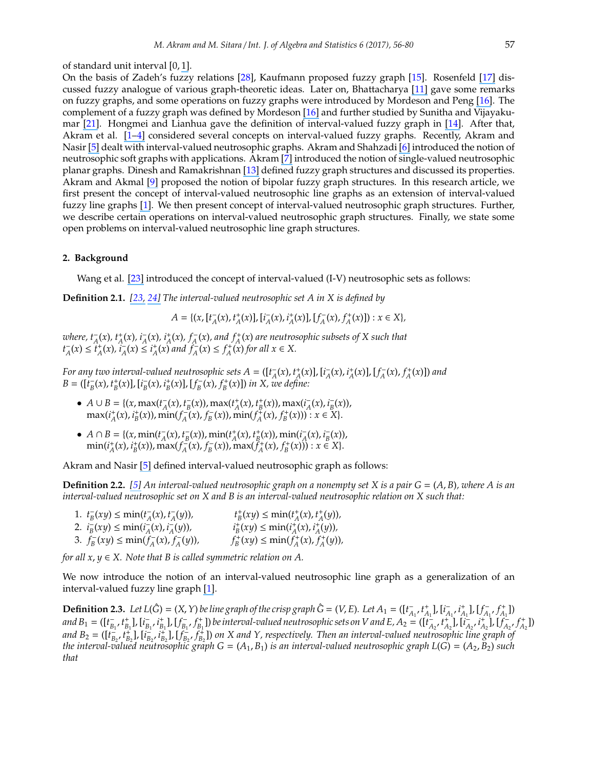of standard unit interval [0, 1].

On the basis of Zadeh's fuzzy relations [28], Kaufmann proposed fuzzy graph [15]. Rosenfeld [17] discussed fuzzy analogue of various graph-theoretic ideas. Later on, Bhattacharya [11] gave some remarks on fuzzy graphs, and some operations on fuzzy graphs were introduced by Mordeson and Peng [16]. The complement of a fuzzy graph was defined by Mordeson [16] and further studied by Sunitha and Vijayakumar [21]. Hongmei and Lianhua gave the definition of interval-valued fuzzy graph in [14]. After that, Akram et al. [1–4] considered several concepts on interval-valued fuzzy graphs. Recently, Akram and Nasir [5] dealt with interval-valued neutrosophic graphs. Akram and Shahzadi [6] introduced the notion of neutrosophic soft graphs with applications. Akram [7] introduced the notion of single-valued neutrosophic planar graphs. Dinesh and Ramakrishnan [13] defined fuzzy graph structures and discussed its properties. Akram and Akmal [9] proposed the notion of bipolar fuzzy graph structures. In this research article, we first present the concept of interval-valued neutrosophic line graphs as an extension of interval-valued fuzzy line graphs [1]. We then present concept of interval-valued neutrosophic graph structures. Further, we describe certain operations on interval-valued neutrosophic graph structures. Finally, we state some open problems on interval-valued neutrosophic line graph structures.

## 2. Background

Wang et al. [23] introduced the concept of interval-valued (I-V) neutrosophic sets as follows:

**Definition 2.1.** *[23, 24] The interval-valued neutrosophic set A in X is defined by*

$$A = \{(x, [t_A^-(x), t_A^+(x)], [i_A^-(x), i_A^+(x)], [f_A^-(x), f_A^+(x)]) : x \in X\},$$

*where, $t_A^-(x)$, $t_A^+(x)$, $i_A^-(x)$, $i_A^+(x)$, $f_A^-(x)$, and $f_A^+(x)$ are neutrosophic subsets of X such that $t_A^-(x) \le t_A^+(x)$, $i_A^-(x) \le i_A^+(x)$ and $f_A^-(x) \le f_A^+(x)$ for all $x \in X$.*

*For any two interval-valued neutrosophic sets $A = ([t_A^-(x), t_A^+(x)], [i_A^-(x), i_A^+(x)], [f_A^-(x), f_A^+(x)])$ and $B = ([t_B^-(x), t_B^+(x)], [i_B^-(x), i_B^+(x)], [f_B^-(x), f_B^+(x)])$ in X, we define:*

- $A \cup B = \{(x, \max(t_A^-(x), t_B^-(x)), \max(t_A^+(x), t_B^+(x)), \max(i_A^-(x), i_B^-(x)), \max(i_A^+(x), i_B^+(x)), \min(f_A^-(x), f_B^-(x)), \min(f_A^+(x), f_B^+(x))) : x \in X\}$.
- $A \cap B = \{(x, \min(t_A^-(x), t_B^-(x)), \min(t_A^+(x), t_B^+(x)), \min(i_A^-(x), i_B^-(x)), \min(i_A^+(x), i_B^+(x)), \max(f_A^-(x), f_B^-(x)), \max(f_A^+(x), f_B^+(x))) : x \in X\}$.

Akram and Nasir [5] defined interval-valued neutrosophic graph as follows:

**Definition 2.2.** *[5] An interval-valued neutrosophic graph on a nonempty set X is a pair $G = (A, B)$, where A is an interval-valued neutrosophic set on X and B is an interval-valued neutrosophic relation on X such that:*

1. $t_B^-(xy) \le \min(t_A^-(x), t_A^-(y))$, $\quad t_B^+(xy) \le \min(t_A^+(x), t_A^+(y))$,
2. $i_B^-(xy) \le \min(i_A^-(x), i_A^-(y))$, $\quad i_B^+(xy) \le \min(i_A^+(x), i_A^+(y))$,
3. $f_B^-(xy) \le \min(f_A^-(x), f_A^-(y))$, $\quad f_B^+(xy) \le \min(f_A^+(x), f_A^+(y))$,

*for all $x, y \in X$. Note that B is called symmetric relation on A.*

We now introduce the notion of an interval-valued neutrosophic line graph as a generalization of an interval-valued fuzzy line graph [1].

**Definition 2.3.** *Let $L(\hat{G}) = (X, Y)$ be line graph of the crisp graph $\hat{G} = (V, E)$. Let $A_1 = ([t_{A_1}^-, t_{A_1}^+], [i_{A_1}^-, i_{A_1}^+], [f_{A_1}^-, f_{A_1}^+])$ and $B_1 = ([t_{B_1}^-, t_{B_1}^+], [i_{B_1}^-, i_{B_1}^+], [f_{B_1}^-, f_{B_1}^+])$ be interval-valued neutrosophic sets on V and E, $A_2 = ([t_{A_2}^-, t_{A_2}^+], [i_{A_2}^-, i_{A_2}^+], [f_{A_2}^-, f_{A_2}^+])$ and $B_2 = ([t_{B_2}^-, t_{B_2}^+], [i_{B_2}^-, i_{B_2}^+], [f_{B_2}^-, f_{B_2}^+])$ on X and Y, respectively. Then an interval-valued neutrosophic line graph of the interval-valued neutrosophic graph $G = (A_1, B_1)$ is an interval-valued neutrosophic graph $L(G) = (A_2, B_2)$ such that*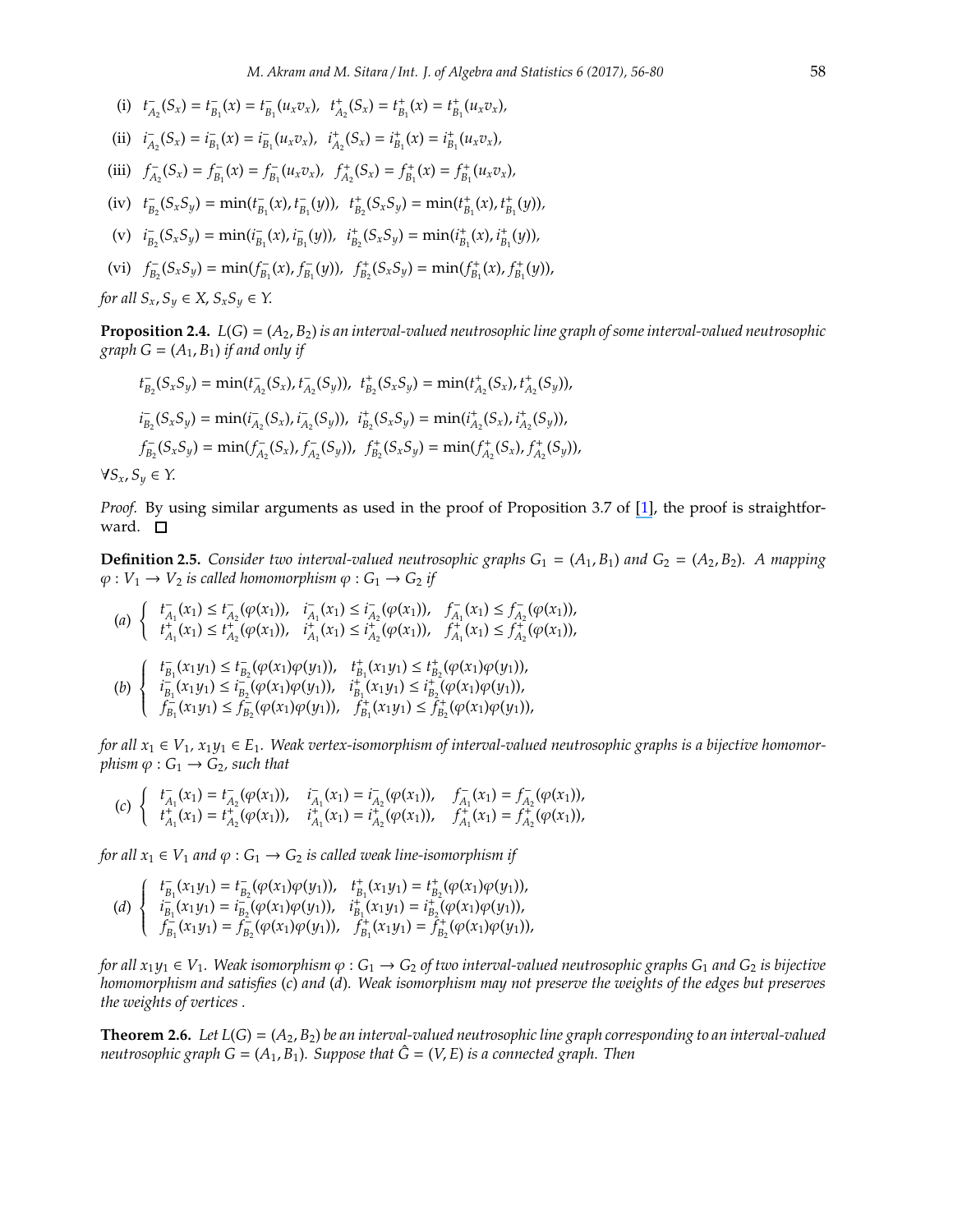(i) $t^-_{A_2}(S_x) = t^-_{B_1}(x) = t^-_{B_1}(u_x v_x)$, $t^+_{A_2}(S_x) = t^+_{B_1}(x) = t^+_{B_1}(u_x v_x)$,

(ii) $i^-_{A_2}(S_x) = i^-_{B_1}(x) = i^-_{B_1}(u_x v_x)$, $i^+_{A_2}(S_x) = i^+_{B_1}(x) = i^+_{B_1}(u_x v_x)$,

(iii) $f^-_{A_2}(S_x) = f^-_{B_1}(x) = f^-_{B_1}(u_x v_x)$, $f^+_{A_2}(S_x) = f^+_{B_1}(x) = f^+_{B_1}(u_x v_x)$,

(iv) $t^-_{B_2}(S_x S_y) = \min(t^-_{B_1}(x), t^-_{B_1}(y))$, $t^+_{B_2}(S_x S_y) = \min(t^+_{B_1}(x), t^+_{B_1}(y))$,

(v) $i^-_{B_2}(S_x S_y) = \min(i^-_{B_1}(x), i^-_{B_1}(y))$, $i^+_{B_2}(S_x S_y) = \min(i^+_{B_1}(x), i^+_{B_1}(y))$,

(vi) $f^-_{B_2}(S_x S_y) = \min(f^-_{B_1}(x), f^-_{B_1}(y))$, $f^+_{B_2}(S_x S_y) = \min(f^+_{B_1}(x), f^+_{B_1}(y))$,

*for all* $S_x, S_y \in X$, $S_x S_y \in Y$.

**Proposition 2.4.** *$L(G) = (A_2, B_2)$ is an interval-valued neutrosophic line graph of some interval-valued neutrosophic graph $G = (A_1, B_1)$ if and only if*

$$t^-_{B_2}(S_x S_y) = \min(t^-_{A_2}(S_x), t^-_{A_2}(S_y)),\ \ t^+_{B_2}(S_x S_y) = \min(t^+_{A_2}(S_x), t^+_{A_2}(S_y)),$$

$$i^-_{B_2}(S_x S_y) = \min(i^-_{A_2}(S_x), i^-_{A_2}(S_y)),\ \ i^+_{B_2}(S_x S_y) = \min(i^+_{A_2}(S_x), i^+_{A_2}(S_y)),$$

$$f^-_{B_2}(S_x S_y) = \min(f^-_{A_2}(S_x), f^-_{A_2}(S_y)),\ \ f^+_{B_2}(S_x S_y) = \min(f^+_{A_2}(S_x), f^+_{A_2}(S_y)),$$

$\forall S_x, S_y \in Y$.

*Proof.* By using similar arguments as used in the proof of Proposition 3.7 of [1], the proof is straightforward. □

**Definition 2.5.** *Consider two interval-valued neutrosophic graphs $G_1 = (A_1, B_1)$ and $G_2 = (A_2, B_2)$. A mapping $\varphi : V_1 \to V_2$ is called homomorphism $\varphi : G_1 \to G_2$ if*

$$(a)\ \begin{cases} t^-_{A_1}(x_1) \le t^-_{A_2}(\varphi(x_1)), & i^-_{A_1}(x_1) \le i^-_{A_2}(\varphi(x_1)), \quad f^-_{A_1}(x_1) \le f^-_{A_2}(\varphi(x_1)), \\ t^+_{A_1}(x_1) \le t^+_{A_2}(\varphi(x_1)), & i^+_{A_1}(x_1) \le i^+_{A_2}(\varphi(x_1)), \quad f^+_{A_1}(x_1) \le f^+_{A_2}(\varphi(x_1)), \end{cases}$$

$$(b)\ \begin{cases} t^-_{B_1}(x_1 y_1) \le t^-_{B_2}(\varphi(x_1)\varphi(y_1)), & t^+_{B_1}(x_1 y_1) \le t^+_{B_2}(\varphi(x_1)\varphi(y_1)), \\ i^-_{B_1}(x_1 y_1) \le i^-_{B_2}(\varphi(x_1)\varphi(y_1)), & i^+_{B_1}(x_1 y_1) \le i^+_{B_2}(\varphi(x_1)\varphi(y_1)), \\ f^-_{B_1}(x_1 y_1) \le f^-_{B_2}(\varphi(x_1)\varphi(y_1)), & f^+_{B_1}(x_1 y_1) \le f^+_{B_2}(\varphi(x_1)\varphi(y_1)), \end{cases}$$

*for all $x_1 \in V_1$, $x_1 y_1 \in E_1$. Weak vertex-isomorphism of interval-valued neutrosophic graphs is a bijective homomorphism $\varphi : G_1 \to G_2$, such that*

$$(c)\ \begin{cases} t^-_{A_1}(x_1) = t^-_{A_2}(\varphi(x_1)), & i^-_{A_1}(x_1) = i^-_{A_2}(\varphi(x_1)), \quad f^-_{A_1}(x_1) = f^-_{A_2}(\varphi(x_1)), \\ t^+_{A_1}(x_1) = t^+_{A_2}(\varphi(x_1)), & i^+_{A_1}(x_1) = i^+_{A_2}(\varphi(x_1)), \quad f^+_{A_1}(x_1) = f^+_{A_2}(\varphi(x_1)), \end{cases}$$

*for all $x_1 \in V_1$ and $\varphi : G_1 \to G_2$ is called weak line-isomorphism if*

$$(d)\ \begin{cases} t^-_{B_1}(x_1 y_1) = t^-_{B_2}(\varphi(x_1)\varphi(y_1)), & t^+_{B_1}(x_1 y_1) = t^+_{B_2}(\varphi(x_1)\varphi(y_1)), \\ i^-_{B_1}(x_1 y_1) = i^-_{B_2}(\varphi(x_1)\varphi(y_1)), & i^+_{B_1}(x_1 y_1) = i^+_{B_2}(\varphi(x_1)\varphi(y_1)), \\ f^-_{B_1}(x_1 y_1) = f^-_{B_2}(\varphi(x_1)\varphi(y_1)), & f^+_{B_1}(x_1 y_1) = f^+_{B_2}(\varphi(x_1)\varphi(y_1)), \end{cases}$$

*for all $x_1 y_1 \in V_1$. Weak isomorphism $\varphi : G_1 \to G_2$ of two interval-valued neutrosophic graphs $G_1$ and $G_2$ is bijective homomorphism and satisfies $(c)$ and $(d)$. Weak isomorphism may not preserve the weights of the edges but preserves the weights of vertices .*

**Theorem 2.6.** *Let $L(G) = (A_2, B_2)$ be an interval-valued neutrosophic line graph corresponding to an interval-valued neutrosophic graph $G = (A_1, B_1)$. Suppose that $\hat{G} = (V, E)$ is a connected graph. Then*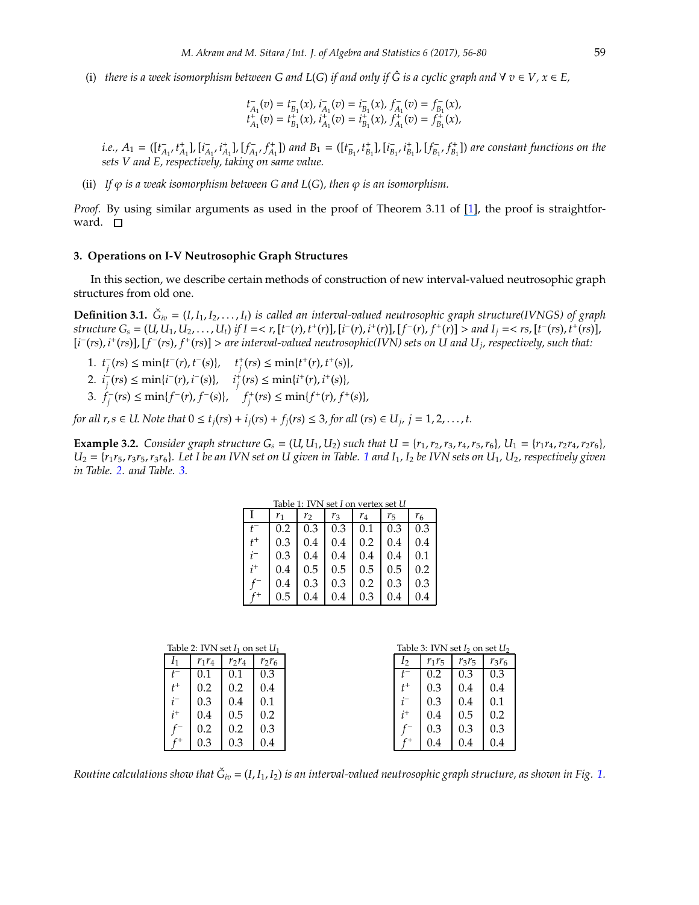(i) *there is a week isomorphism between G and L(G) if and only if $\hat{G}$ is a cyclic graph and $\forall\, v \in V$, $x \in E$,*

$$t^-_{A_1}(v) = t^-_{B_1}(x),\ i^-_{A_1}(v) = i^-_{B_1}(x),\ f^-_{A_1}(v) = f^-_{B_1}(x),$$
$$t^+_{A_1}(v) = t^+_{B_1}(x),\ i^+_{A_1}(v) = i^+_{B_1}(x),\ f^+_{A_1}(v) = f^+_{B_1}(x),$$

*i.e., $A_1 = ([t^-_{A_1}, t^+_{A_1}], [i^-_{A_1}, i^+_{A_1}], [f^-_{A_1}, f^+_{A_1}])$ and $B_1 = ([t^-_{B_1}, t^+_{B_1}], [i^-_{B_1}, i^+_{B_1}], [f^-_{B_1}, f^+_{B_1}])$ are constant functions on the sets V and E, respectively, taking on same value.*

(ii) *If $\varphi$ is a weak isomorphism between G and L(G), then $\varphi$ is an isomorphism.*

*Proof.* By using similar arguments as used in the proof of Theorem 3.11 of [1], the proof is straightforward. □

## 3. Operations on I-V Neutrosophic Graph Structures

In this section, we describe certain methods of construction of new interval-valued neutrosophic graph structures from old one.

**Definition 3.1.** *$\check{G}_{iv} = (I, I_1, I_2, \ldots, I_t)$ is called an interval-valued neutrosophic graph structure(IVNGS) of graph structure $G_s = (U, U_1, U_2, \ldots, U_t)$ if $I =< r, [t^-(r), t^+(r)], [i^-(r), i^+(r)], [f^-(r), f^+(r)] >$ and $I_j =< rs, [t^-(rs), t^+(rs)], [i^-(rs), i^+(rs)], [f^-(rs), f^+(rs)] >$ are interval-valued neutrosophic(IVN) sets on U and $U_j$, respectively, such that:*

1. $t^-_j(rs) \leq \min\{t^-(r), t^-(s)\}$, $\quad t^+_j(rs) \leq \min\{t^+(r), t^+(s)\}$,
2. $i^-_j(rs) \leq \min\{i^-(r), i^-(s)\}$, $\quad i^+_j(rs) \leq \min\{i^+(r), i^+(s)\}$,
3. $f^-_j(rs) \leq \min\{f^-(r), f^-(s)\}$, $\quad f^+_j(rs) \leq \min\{f^+(r), f^+(s)\}$,

*for all $r, s \in U$. Note that $0 \leq t_j(rs) + i_j(rs) + f_j(rs) \leq 3$, for all $(rs) \in U_j$, $j = 1, 2, \ldots, t$.*

**Example 3.2.** *Consider graph structure $G_s = (U, U_1, U_2)$ such that $U = \{r_1, r_2, r_3, r_4, r_5, r_6\}$, $U_1 = \{r_1r_4, r_2r_4, r_2r_6\}$, $U_2 = \{r_1r_5, r_3r_5, r_3r_6\}$. Let I be an IVN set on U given in Table. 1 and $I_1$, $I_2$ be IVN sets on $U_1$, $U_2$, respectively given in Table. 2. and Table. 3.*

Table 1: IVN set $I$ on vertex set $U$

| I | $r_1$ | $r_2$ | $r_3$ | $r_4$ | $r_5$ | $r_6$ |
|---|---|---|---|---|---|---|
| $t^-$ | 0.2 | 0.3 | 0.3 | 0.1 | 0.3 | 0.3 |
| $t^+$ | 0.3 | 0.4 | 0.4 | 0.2 | 0.4 | 0.4 |
| $i^-$ | 0.3 | 0.4 | 0.4 | 0.4 | 0.4 | 0.1 |
| $i^+$ | 0.4 | 0.5 | 0.5 | 0.5 | 0.5 | 0.2 |
| $f^-$ | 0.4 | 0.3 | 0.3 | 0.2 | 0.3 | 0.3 |
| $f^+$ | 0.5 | 0.4 | 0.4 | 0.3 | 0.4 | 0.4 |

Table 2: IVN set $I_1$ on set $U_1$

| $I_1$ | $r_1r_4$ | $r_2r_4$ | $r_2r_6$ |
|---|---|---|---|
| $t^-$ | 0.1 | 0.1 | 0.3 |
| $t^+$ | 0.2 | 0.2 | 0.4 |
| $i^-$ | 0.3 | 0.4 | 0.1 |
| $i^+$ | 0.4 | 0.5 | 0.2 |
| $f^-$ | 0.2 | 0.2 | 0.3 |
| $f^+$ | 0.3 | 0.3 | 0.4 |

Table 3: IVN set $I_2$ on set $U_2$

| $I_2$ | $r_1r_5$ | $r_3r_5$ | $r_3r_6$ |
|---|---|---|---|
| $t^-$ | 0.2 | 0.3 | 0.3 |
| $t^+$ | 0.3 | 0.4 | 0.4 |
| $i^-$ | 0.3 | 0.4 | 0.1 |
| $i^+$ | 0.4 | 0.5 | 0.2 |
| $f^-$ | 0.3 | 0.3 | 0.3 |
| $f^+$ | 0.4 | 0.4 | 0.4 |

*Routine calculations show that $\check{G}_{iv} = (I, I_1, I_2)$ is an interval-valued neutrosophic graph structure, as shown in Fig. 1.*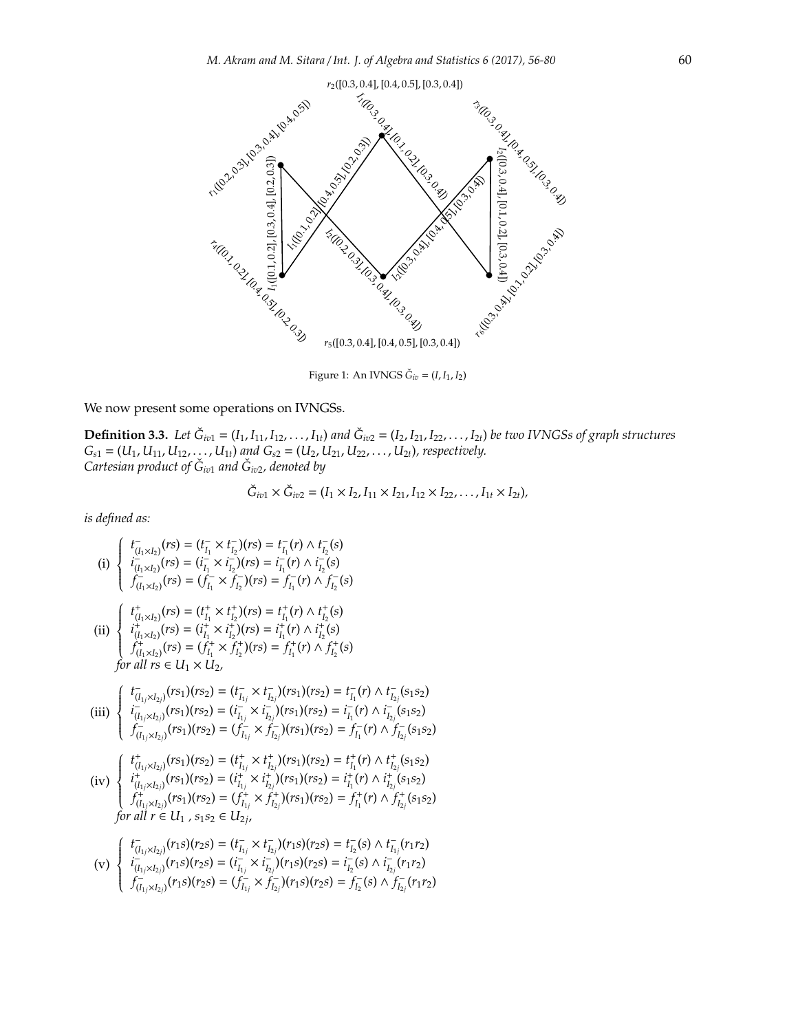Figure 1: An IVNGS $\check{G}_{iv} = (I, I_1, I_2)$

We now present some operations on IVNGSs.

**Definition 3.3.** *Let $\check{G}_{iv1} = (I_1, I_{11}, I_{12}, \ldots, I_{1t})$ and $\check{G}_{iv2} = (I_2, I_{21}, I_{22}, \ldots, I_{2t})$ be two IVNGSs of graph structures $G_{s1} = (U_1, U_{11}, U_{12}, \ldots, U_{1t})$ and $G_{s2} = (U_2, U_{21}, U_{22}, \ldots, U_{2t})$, respectively.*
*Cartesian product of $\check{G}_{iv1}$ and $\check{G}_{iv2}$, denoted by*

$$\check{G}_{iv1} \times \check{G}_{iv2} = (I_1 \times I_2, I_{11} \times I_{21}, I_{12} \times I_{22}, \ldots, I_{1t} \times I_{2t}),$$

*is defined as:*

(i) $$\begin{cases} t^-_{(I_1 \times I_2)}(rs) = (t^-_{I_1} \times t^-_{I_2})(rs) = t^-_{I_1}(r) \wedge t^-_{I_2}(s) \\ i^-_{(I_1 \times I_2)}(rs) = (i^-_{I_1} \times i^-_{I_2})(rs) = i^-_{I_1}(r) \wedge i^-_{I_2}(s) \\ f^-_{(I_1 \times I_2)}(rs) = (f^-_{I_1} \times f^-_{I_2})(rs) = f^-_{I_1}(r) \wedge f^-_{I_2}(s) \end{cases}$$

(ii) $$\begin{cases} t^+_{(I_1 \times I_2)}(rs) = (t^+_{I_1} \times t^+_{I_2})(rs) = t^+_{I_1}(r) \wedge t^+_{I_2}(s) \\ i^+_{(I_1 \times I_2)}(rs) = (i^+_{I_1} \times i^+_{I_2})(rs) = i^+_{I_1}(r) \wedge i^+_{I_2}(s) \\ f^+_{(I_1 \times I_2)}(rs) = (f^+_{I_1} \times f^+_{I_2})(rs) = f^+_{I_1}(r) \wedge f^+_{I_2}(s) \end{cases}$$
*for all $rs \in U_1 \times U_2$,*

(iii) $$\begin{cases} t^-_{(I_{1j} \times I_{2j})}(rs_1)(rs_2) = (t^-_{I_{1j}} \times t^-_{I_{2j}})(rs_1)(rs_2) = t^-_{I_1}(r) \wedge t^-_{I_{2j}}(s_1s_2) \\ i^-_{(I_{1j} \times I_{2j})}(rs_1)(rs_2) = (i^-_{I_{1j}} \times i^-_{I_{2j}})(rs_1)(rs_2) = i^-_{I_1}(r) \wedge i^-_{I_{2j}}(s_1s_2) \\ f^-_{(I_{1j} \times I_{2j})}(rs_1)(rs_2) = (f^-_{I_{1j}} \times f^-_{I_{2j}})(rs_1)(rs_2) = f^-_{I_1}(r) \wedge f^-_{I_{2j}}(s_1s_2) \end{cases}$$

(iv) $$\begin{cases} t^+_{(I_{1j} \times I_{2j})}(rs_1)(rs_2) = (t^+_{I_{1j}} \times t^+_{I_{2j}})(rs_1)(rs_2) = t^+_{I_1}(r) \wedge t^+_{I_{2j}}(s_1s_2) \\ i^+_{(I_{1j} \times I_{2j})}(rs_1)(rs_2) = (i^+_{I_{1j}} \times i^+_{I_{2j}})(rs_1)(rs_2) = i^+_{I_1}(r) \wedge i^+_{I_{2j}}(s_1s_2) \\ f^+_{(I_{1j} \times I_{2j})}(rs_1)(rs_2) = (f^+_{I_{1j}} \times f^+_{I_{2j}})(rs_1)(rs_2) = f^+_{I_1}(r) \wedge f^+_{I_{2j}}(s_1s_2) \end{cases}$$
*for all $r \in U_1$, $s_1s_2 \in U_{2j}$,*

(v) $$\begin{cases} t^-_{(I_{1j} \times I_{2j})}(r_1s)(r_2s) = (t^-_{I_{1j}} \times t^-_{I_{2j}})(r_1s)(r_2s) = t^-_{I_2}(s) \wedge t^-_{I_{1j}}(r_1r_2) \\ i^-_{(I_{1j} \times I_{2j})}(r_1s)(r_2s) = (i^-_{I_{1j}} \times i^-_{I_{2j}})(r_1s)(r_2s) = i^-_{I_2}(s) \wedge i^-_{I_{1j}}(r_1r_2) \\ f^-_{(I_{1j} \times I_{2j})}(r_1s)(r_2s) = (f^-_{I_{1j}} \times f^-_{I_{2j}})(r_1s)(r_2s) = f^-_{I_2}(s) \wedge f^-_{I_{2j}}(r_1r_2) \end{cases}$$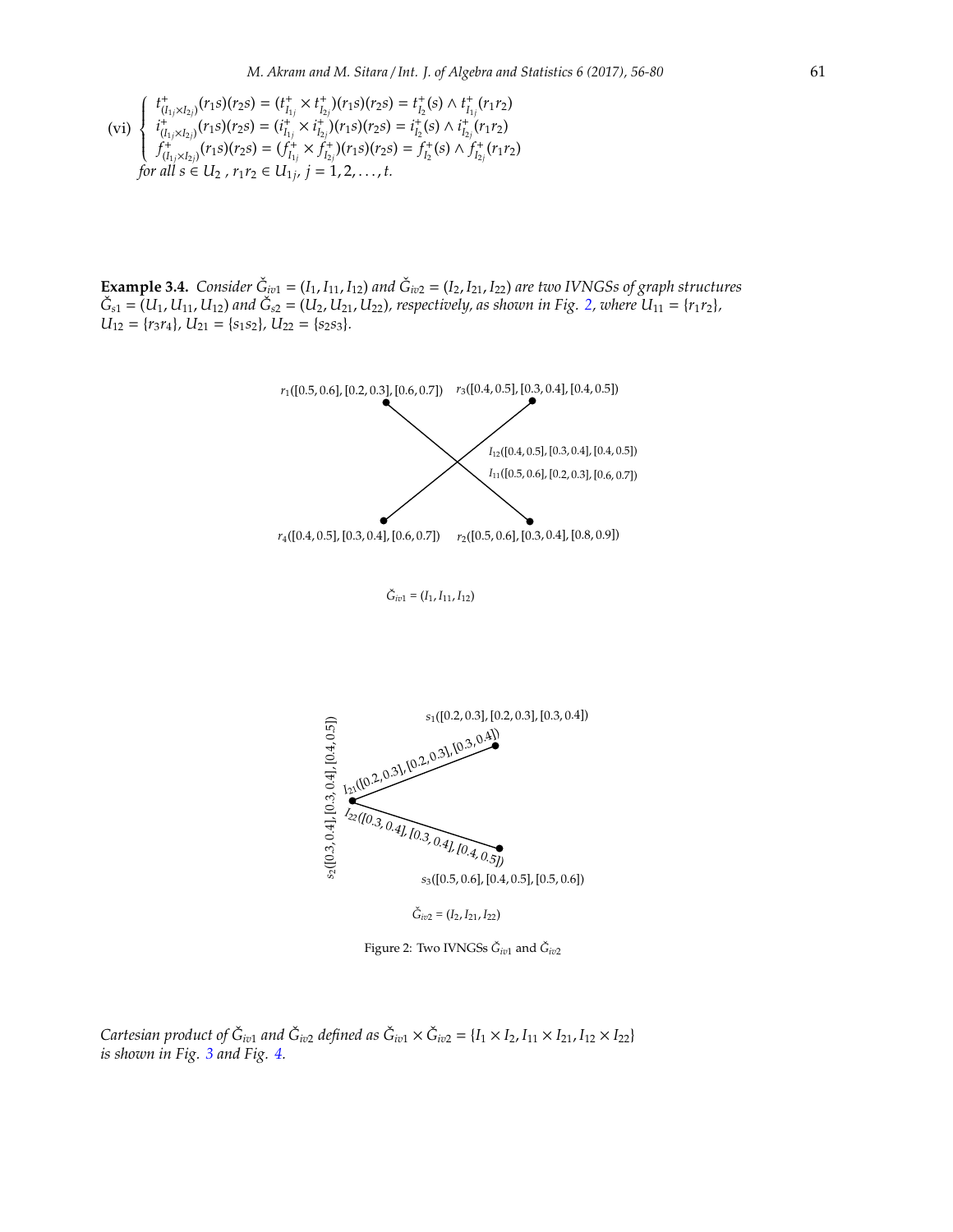$$
\text{(vi)} \begin{cases} t^{+}_{(I_{1j}\times I_{2j})}(r_1s)(r_2s) = (t^{+}_{I_{1j}} \times t^{+}_{I_{2j}})(r_1s)(r_2s) = t^{+}_{I_2}(s) \wedge t^{+}_{I_{1j}}(r_1r_2) \\ i^{+}_{(I_{1j}\times I_{2j})}(r_1s)(r_2s) = (i^{+}_{I_{1j}} \times i^{+}_{I_{2j}})(r_1s)(r_2s) = i^{+}_{I_2}(s) \wedge i^{+}_{I_{2j}}(r_1r_2) \\ f^{+}_{(I_{1j}\times I_{2j})}(r_1s)(r_2s) = (f^{+}_{I_{1j}} \times f^{+}_{I_{2j}})(r_1s)(r_2s) = f^{+}_{I_2}(s) \wedge f^{+}_{I_{2j}}(r_1r_2) \end{cases}
$$

*for all* $s \in U_2$ , $r_1r_2 \in U_{1j}$, $j = 1, 2, \ldots, t$.

**Example 3.4.** *Consider* $\check{G}_{iv1} = (I_1, I_{11}, I_{12})$ *and* $\check{G}_{iv2} = (I_2, I_{21}, I_{22})$ *are two IVNGSs of graph structures* $\check{G}_{s1} = (U_1, U_{11}, U_{12})$ *and* $\check{G}_{s2} = (U_2, U_{21}, U_{22})$*, respectively, as shown in Fig. 2, where* $U_{11} = \{r_1r_2\}$, $U_{12} = \{r_3r_4\}$, $U_{21} = \{s_1s_2\}$, $U_{22} = \{s_2s_3\}$.

$r_1([0.5, 0.6], [0.2, 0.3], [0.6, 0.7])$ $r_3([0.4, 0.5], [0.3, 0.4], [0.4, 0.5])$

$I_{12}([0.4, 0.5], [0.3, 0.4], [0.4, 0.5])$

$I_{11}([0.5, 0.6], [0.2, 0.3], [0.6, 0.7])$

$r_4([0.4, 0.5], [0.3, 0.4], [0.6, 0.7])$ $r_2([0.5, 0.6], [0.3, 0.4], [0.8, 0.9])$

$\check{G}_{iv1} = (I_1, I_{11}, I_{12})$

$s_1([0.2, 0.3], [0.2, 0.3], [0.3, 0.4])$

$I_{21}([0.2, 0.3], [0.2, 0.3], [0.3, 0.4])$

$s_2([0.3, 0.4], [0.3, 0.4], [0.4, 0.5])$

$I_{22}([0.3, 0.4], [0.3, 0.4], [0.4, 0.5])$

$s_3([0.5, 0.6], [0.4, 0.5], [0.5, 0.6])$

$\check{G}_{iv2} = (I_2, I_{21}, I_{22})$

Figure 2: Two IVNGSs $\check{G}_{iv1}$ and $\check{G}_{iv2}$

*Cartesian product of* $\check{G}_{iv1}$ *and* $\check{G}_{iv2}$ *defined as* $\check{G}_{iv1} \times \check{G}_{iv2} = \{I_1 \times I_2, I_{11} \times I_{21}, I_{12} \times I_{22}\}$ *is shown in Fig. 3 and Fig. 4.*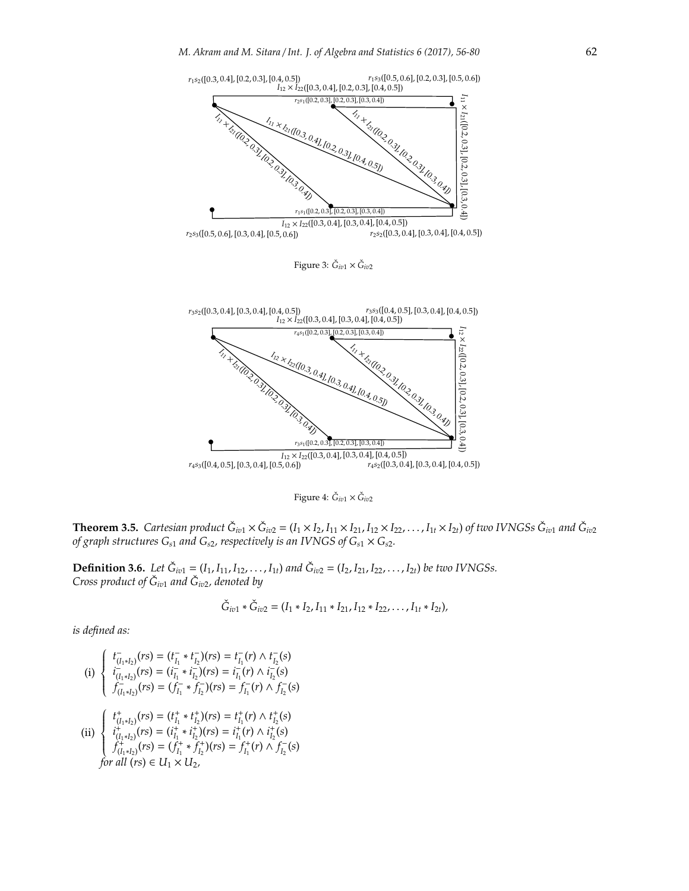$r_1s_2([0.3, 0.4], [0.2, 0.3], [0.4, 0.5])$ $r_1s_3([0.5, 0.6], [0.2, 0.3], [0.5, 0.6])$
$I_{12} \times I_{22}([0.3, 0.4], [0.2, 0.3], [0.4, 0.5])$
$r_2s_1([0.2, 0.3], [0.2, 0.3], [0.3, 0.4])$
$I_{11} \times I_{21}([0.2, 0.3], [0.2, 0.3], [0.3, 0.4])$
$I_{11} \times I_{21}([0.3, 0.4], [0.2, 0.3], [0.4, 0.5])$
$I_{11} \times I_{21}([0.2, 0.3], [0.2, 0.3], [0.3, 0.4])$
$I_{11} \times I_{21}([0.2, 0.3], [0.2, 0.3], [0.3, 0.4])$
$r_1s_1([0.2, 0.3], [0.2, 0.3], [0.3, 0.4])$
$I_{12} \times I_{22}([0.3, 0.4], [0.3, 0.4], [0.4, 0.5])$
$r_2s_3([0.5, 0.6], [0.3, 0.4], [0.5, 0.6])$ $r_2s_2([0.3, 0.4], [0.3, 0.4], [0.4, 0.5])$

Figure 3: $\check{G}_{iv1} \times \check{G}_{iv2}$

$r_3s_2([0.3, 0.4], [0.3, 0.4], [0.4, 0.5])$ $r_3s_3([0.4, 0.5], [0.3, 0.4], [0.4, 0.5])$
$I_{12} \times I_{22}([0.3, 0.4], [0.3, 0.4], [0.4, 0.5])$
$r_4s_1([0.2, 0.3], [0.2, 0.3], [0.3, 0.4])$
$I_{12} \times I_{22}([0.2, 0.3], [0.2, 0.3], [0.3, 0.4])$
$I_{11} \times I_{21}([0.2, 0.3], [0.2, 0.3], [0.3, 0.4])$
$I_{12} \times I_{22}([0.3, 0.4], [0.3, 0.4], [0.4, 0.5])$
$I_{11} \times I_{21}([0.2, 0.3], [0.2, 0.3], [0.3, 0.4])$
$r_3s_1([0.2, 0.3], [0.2, 0.3], [0.3, 0.4])$
$I_{12} \times I_{22}([0.3, 0.4], [0.3, 0.4], [0.4, 0.5])$
$r_4s_3([0.4, 0.5], [0.3, 0.4], [0.5, 0.6])$ $r_4s_2([0.3, 0.4], [0.3, 0.4], [0.4, 0.5])$

Figure 4: $\check{G}_{iv1} \times \check{G}_{iv2}$

**Theorem 3.5.** *Cartesian product $\check{G}_{iv1} \times \check{G}_{iv2} = (I_1 \times I_2, I_{11} \times I_{21}, I_{12} \times I_{22}, \ldots, I_{1t} \times I_{2t})$ of two IVNGSs $\check{G}_{iv1}$ and $\check{G}_{iv2}$ of graph structures $G_{s1}$ and $G_{s2}$, respectively is an IVNGS of $G_{s1} \times G_{s2}$.*

**Definition 3.6.** *Let $\check{G}_{iv1} = (I_1, I_{11}, I_{12}, \ldots, I_{1t})$ and $\check{G}_{iv2} = (I_2, I_{21}, I_{22}, \ldots, I_{2t})$ be two IVNGSs. Cross product of $\check{G}_{iv1}$ and $\check{G}_{iv2}$, denoted by*

$$\check{G}_{iv1} * \check{G}_{iv2} = (I_1 * I_2, I_{11} * I_{21}, I_{12} * I_{22}, \ldots, I_{1t} * I_{2t}),$$

*is defined as:*

$$\text{(i)} \begin{cases} t^-_{(I_1 * I_2)}(rs) = (t^-_{I_1} * t^-_{I_2})(rs) = t^-_{I_1}(r) \wedge t^-_{I_2}(s) \\ i^-_{(I_1 * I_2)}(rs) = (i^-_{I_1} * i^-_{I_2})(rs) = i^-_{I_1}(r) \wedge i^-_{I_2}(s) \\ f^-_{(I_1 * I_2)}(rs) = (f^-_{I_1} * f^-_{I_2})(rs) = f^-_{I_1}(r) \wedge f^-_{I_2}(s) \end{cases}$$

$$\text{(ii)} \begin{cases} t^+_{(I_1 * I_2)}(rs) = (t^+_{I_1} * t^+_{I_2})(rs) = t^+_{I_1}(r) \wedge t^+_{I_2}(s) \\ i^+_{(I_1 * I_2)}(rs) = (i^+_{I_1} * i^+_{I_2})(rs) = i^+_{I_1}(r) \wedge i^+_{I_2}(s) \\ f^+_{(I_1 * I_2)}(rs) = (f^+_{I_1} * f^+_{I_2})(rs) = f^+_{I_1}(r) \wedge f^-_{I_2}(s) \\ \text{for all } (rs) \in U_1 \times U_2, \end{cases}$$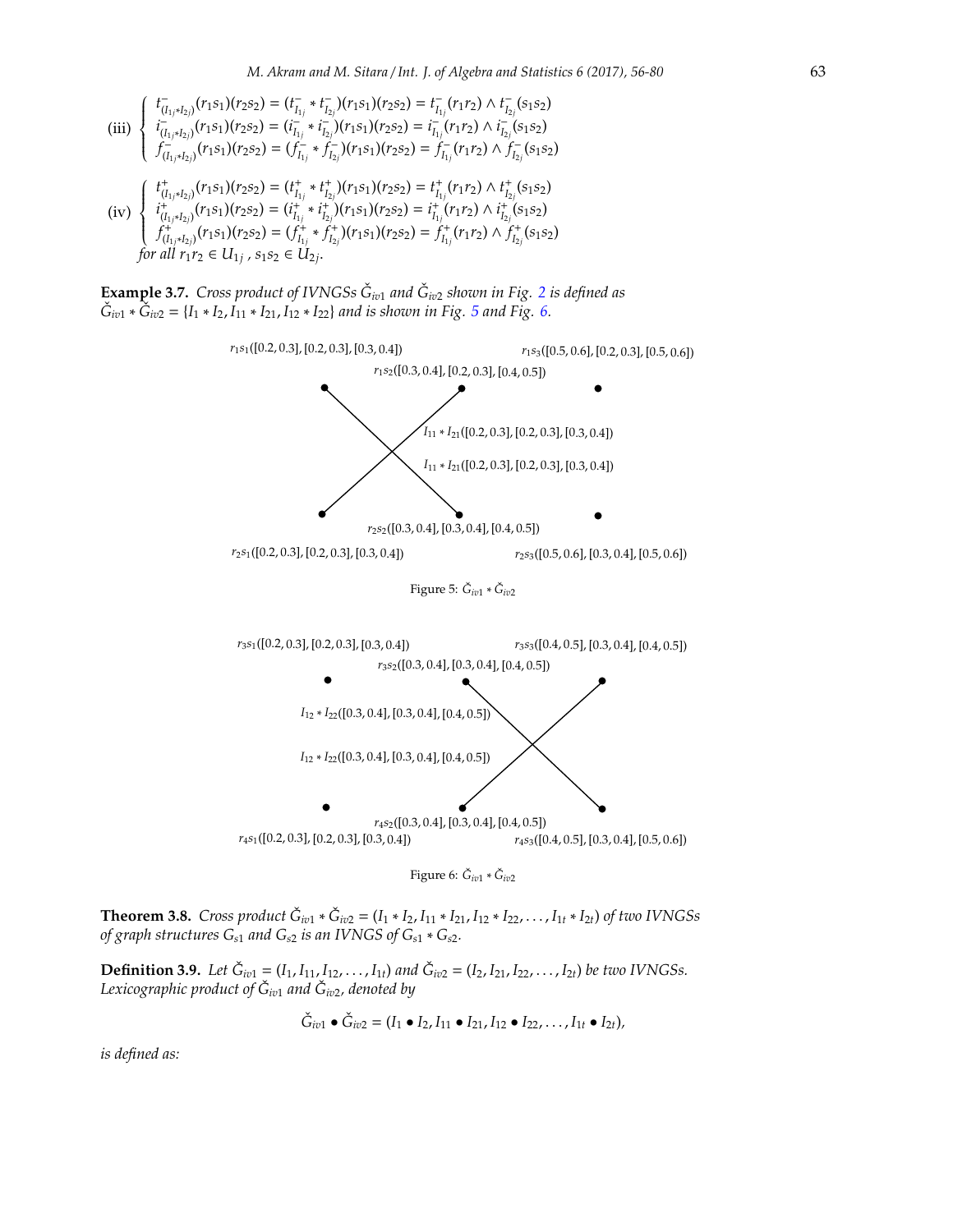(iii) $\begin{cases} t^-_{(I_{1j}*I_{2j})}(r_1s_1)(r_2s_2) = (t^-_{I_{1j}} * t^-_{I_{2j}})(r_1s_1)(r_2s_2) = t^-_{I_{1j}}(r_1r_2) \wedge t^-_{I_{2j}}(s_1s_2) \\ i^-_{(I_{1j}*I_{2j})}(r_1s_1)(r_2s_2) = (i^-_{I_{1j}} * i^-_{I_{2j}})(r_1s_1)(r_2s_2) = i^-_{I_{1j}}(r_1r_2) \wedge i^-_{I_{2j}}(s_1s_2) \\ f^-_{(I_{1j}*I_{2j})}(r_1s_1)(r_2s_2) = (f^-_{I_{1j}} * f^-_{I_{2j}})(r_1s_1)(r_2s_2) = f^-_{I_{1j}}(r_1r_2) \wedge f^-_{I_{2j}}(s_1s_2) \end{cases}$

(iv) $\begin{cases} t^+_{(I_{1j}*I_{2j})}(r_1s_1)(r_2s_2) = (t^+_{I_{1j}} * t^+_{I_{2j}})(r_1s_1)(r_2s_2) = t^+_{I_{1j}}(r_1r_2) \wedge t^+_{I_{2j}}(s_1s_2) \\ i^+_{(I_{1j}*I_{2j})}(r_1s_1)(r_2s_2) = (i^+_{I_{1j}} * i^+_{I_{2j}})(r_1s_1)(r_2s_2) = i^+_{I_{1j}}(r_1r_2) \wedge i^+_{I_{2j}}(s_1s_2) \\ f^+_{(I_{1j}*I_{2j})}(r_1s_1)(r_2s_2) = (f^+_{I_{1j}} * f^+_{I_{2j}})(r_1s_1)(r_2s_2) = f^+_{I_{1j}}(r_1r_2) \wedge f^+_{I_{2j}}(s_1s_2) \end{cases}$

*for all* $r_1r_2 \in U_{1j}$, $s_1s_2 \in U_{2j}$.

**Example 3.7.** *Cross product of IVNGSs* $\check{G}_{iv1}$ *and* $\check{G}_{iv2}$ *shown in Fig. 2 is defined as* $\check{G}_{iv1} * \check{G}_{iv2} = \{I_1 * I_2, I_{11} * I_{21}, I_{12} * I_{22}\}$ *and is shown in Fig. 5 and Fig. 6.*

$r_1s_1([0.2, 0.3], [0.2, 0.3], [0.3, 0.4])$, $r_1s_2([0.3, 0.4], [0.2, 0.3], [0.4, 0.5])$, $r_1s_3([0.5, 0.6], [0.2, 0.3], [0.5, 0.6])$

$I_{11} * I_{21}([0.2, 0.3], [0.2, 0.3], [0.3, 0.4])$

$I_{11} * I_{21}([0.2, 0.3], [0.2, 0.3], [0.3, 0.4])$

$r_2s_1([0.2, 0.3], [0.2, 0.3], [0.3, 0.4])$, $r_2s_2([0.3, 0.4], [0.3, 0.4], [0.4, 0.5])$, $r_2s_3([0.5, 0.6], [0.3, 0.4], [0.5, 0.6])$

Figure 5: $\check{G}_{iv1} * \check{G}_{iv2}$

$r_3s_1([0.2, 0.3], [0.2, 0.3], [0.3, 0.4])$, $r_3s_2([0.3, 0.4], [0.3, 0.4], [0.4, 0.5])$, $r_3s_3([0.4, 0.5], [0.3, 0.4], [0.4, 0.5])$

$I_{12} * I_{22}([0.3, 0.4], [0.3, 0.4], [0.4, 0.5])$

$I_{12} * I_{22}([0.3, 0.4], [0.3, 0.4], [0.4, 0.5])$

$r_4s_1([0.2, 0.3], [0.2, 0.3], [0.3, 0.4])$, $r_4s_2([0.3, 0.4], [0.3, 0.4], [0.4, 0.5])$, $r_4s_3([0.4, 0.5], [0.3, 0.4], [0.5, 0.6])$

Figure 6: $\check{G}_{iv1} * \check{G}_{iv2}$

**Theorem 3.8.** *Cross product* $\check{G}_{iv1} * \check{G}_{iv2} = (I_1 * I_2, I_{11} * I_{21}, I_{12} * I_{22}, \ldots, I_{1t} * I_{2t})$ *of two IVNGSs of graph structures* $G_{s1}$ *and* $G_{s2}$ *is an IVNGS of* $G_{s1} * G_{s2}$.

**Definition 3.9.** *Let* $\check{G}_{iv1} = (I_1, I_{11}, I_{12}, \ldots, I_{1t})$ *and* $\check{G}_{iv2} = (I_2, I_{21}, I_{22}, \ldots, I_{2t})$ *be two IVNGSs. Lexicographic product of* $\check{G}_{iv1}$ *and* $\check{G}_{iv2}$*, denoted by*

$$\check{G}_{iv1} \bullet \check{G}_{iv2} = (I_1 \bullet I_2, I_{11} \bullet I_{21}, I_{12} \bullet I_{22}, \ldots, I_{1t} \bullet I_{2t}),$$

*is defined as:*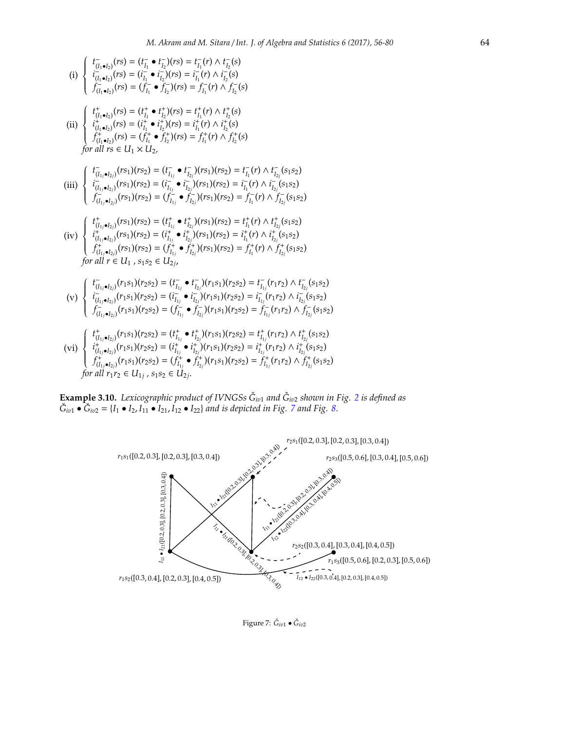(i) $\begin{cases} t^-_{(I_1 \bullet I_2)}(rs) = (t^-_{I_1} \bullet t^-_{I_2})(rs) = t^-_{I_1}(r) \wedge t^-_{I_2}(s) \\ i^-_{(I_1 \bullet I_2)}(rs) = (i^-_{I_1} \bullet i^-_{I_2})(rs) = i^-_{I_1}(r) \wedge i^-_{I_2}(s) \\ f^-_{(I_1 \bullet I_2)}(rs) = (f^-_{I_1} \bullet f^-_{I_2})(rs) = f^-_{I_1}(r) \wedge f^-_{I_2}(s) \end{cases}$

(ii) $\begin{cases} t^+_{(I_1 \bullet I_2)}(rs) = (t^+_{I_1} \bullet t^+_{I_2})(rs) = t^+_{I_1}(r) \wedge t^+_{I_2}(s) \\ i^+_{(I_1 \bullet I_2)}(rs) = (i^+_{I_1} \bullet i^+_{I_2})(rs) = i^+_{I_1}(r) \wedge i^+_{I_2}(s) \\ f^+_{(I_1 \bullet I_2)}(rs) = (f^+_{I_1} \bullet f^+_{I_2})(rs) = f^+_{I_1}(r) \wedge f^+_{I_2}(s) \end{cases}$
*for all* $rs \in U_1 \times U_2$,

(iii) $\begin{cases} t^-_{(I_{1j} \bullet I_{2j})}(rs_1)(rs_2) = (t^-_{I_{1j}} \bullet t^-_{I_{2j}})(rs_1)(rs_2) = t^-_{I_1}(r) \wedge t^-_{I_{2j}}(s_1s_2) \\ i^-_{(I_{1j} \bullet I_{2j})}(rs_1)(rs_2) = (i^-_{I_{1j}} \bullet i^-_{I_{2j}})(rs_1)(rs_2) = i^-_{I_1}(r) \wedge i^-_{I_{2j}}(s_1s_2) \\ f^-_{(I_{1j} \bullet I_{2j})}(rs_1)(rs_2) = (f^-_{I_{1j}} \bullet f^-_{I_{2j}})(rs_1)(rs_2) = f^-_{I_1}(r) \wedge f^-_{I_{2j}}(s_1s_2) \end{cases}$

(iv) $\begin{cases} t^+_{(I_{1j} \bullet I_{2j})}(rs_1)(rs_2) = (t^+_{I_{1j}} \bullet t^+_{I_{2j}})(rs_1)(rs_2) = t^+_{I_1}(r) \wedge t^+_{I_{2j}}(s_1s_2) \\ i^+_{(I_{1j} \bullet I_{2j})}(rs_1)(rs_2) = (i^+_{I_{1j}} \bullet i^+_{I_{2j}})(rs_1)(rs_2) = i^+_{I_1}(r) \wedge i^+_{I_{2j}}(s_1s_2) \\ f^+_{(I_{1j} \bullet I_{2j})}(rs_1)(rs_2) = (f^+_{I_{1j}} \bullet f^+_{I_{2j}})(rs_1)(rs_2) = f^+_{I_1}(r) \wedge f^+_{I_{2j}}(s_1s_2) \end{cases}$
*for all* $r \in U_1$ , $s_1s_2 \in U_{2j}$,

(v) $\begin{cases} t^-_{(I_{1j} \bullet I_{2j})}(r_1s_1)(r_2s_2) = (t^-_{I_{1j}} \bullet t^-_{I_{2j}})(r_1s_1)(r_2s_2) = t^-_{I_{1j}}(r_1r_2) \wedge t^-_{I_{2j}}(s_1s_2) \\ i^-_{(I_{1j} \bullet I_{2j})}(r_1s_1)(r_2s_2) = (i^-_{I_{1j}} \bullet i^-_{I_{2j}})(r_1s_1)(r_2s_2) = i^-_{I_{1j}}(r_1r_2) \wedge i^-_{I_{2j}}(s_1s_2) \\ f^-_{(I_{1j} \bullet I_{2j})}(r_1s_1)(r_2s_2) = (f^-_{I_{1j}} \bullet f^-_{I_{2j}})(r_1s_1)(r_2s_2) = f^-_{I_{1j}}(r_1r_2) \wedge f^-_{I_{2j}}(s_1s_2) \end{cases}$

(vi) $\begin{cases} t^+_{(I_{1j} \bullet I_{2j})}(r_1s_1)(r_2s_2) = (t^+_{I_{1j}} \bullet t^+_{I_{2j}})(r_1s_1)(r_2s_2) = t^+_{I_{1j}}(r_1r_2) \wedge t^+_{I_{2j}}(s_1s_2) \\ i^+_{(I_{1j} \bullet I_{2j})}(r_1s_1)(r_2s_2) = (i^+_{I_{1j}} \bullet i^+_{I_{2j}})(r_1s_1)(r_2s_2) = i^+_{I_{1j}}(r_1r_2) \wedge i^+_{I_{2j}}(s_1s_2) \\ f^+_{(I_{1j} \bullet I_{2j})}(r_1s_1)(r_2s_2) = (f^+_{I_{1j}} \bullet f^+_{I_{2j}})(r_1s_1)(r_2s_2) = f^+_{I_{1j}}(r_1r_2) \wedge f^+_{I_{2j}}(s_1s_2) \end{cases}$
*for all* $r_1r_2 \in U_{1j}$ , $s_1s_2 \in U_{2j}$.

**Example 3.10.** *Lexicographic product of IVNGSs $\check{G}_{iv1}$ and $\check{G}_{iv2}$ shown in Fig. 2 is defined as $\check{G}_{iv1} \bullet \check{G}_{iv2} = \{I_1 \bullet I_2, I_{11} \bullet I_{21}, I_{12} \bullet I_{22}\}$ and is depicted in Fig. 7 and Fig. 8.*

Figure 7: $\check{G}_{iv1} \bullet \check{G}_{iv2}$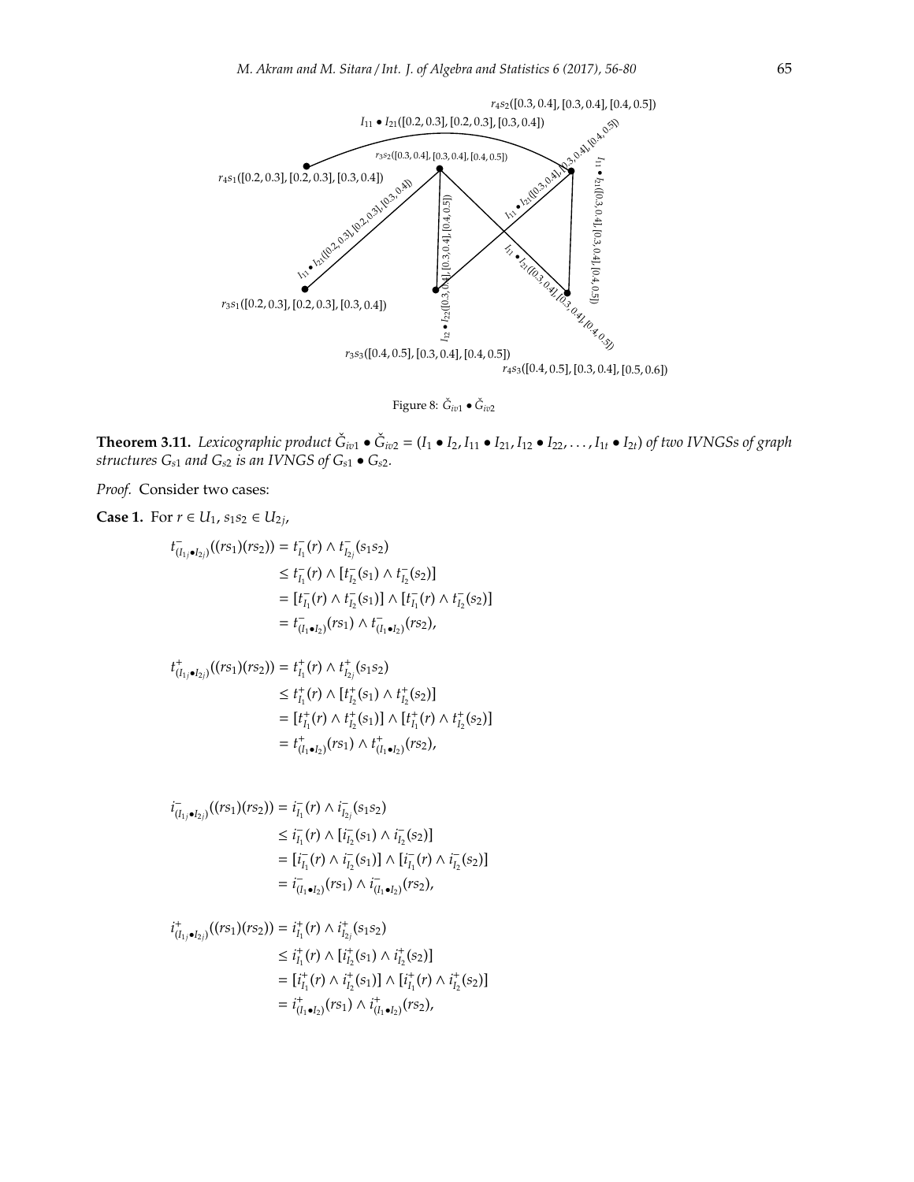Figure 8: $\check{G}_{iv1} \bullet \check{G}_{iv2}$

**Theorem 3.11.** *Lexicographic product $\check{G}_{iv1} \bullet \check{G}_{iv2} = (I_1 \bullet I_2, I_{11} \bullet I_{21}, I_{12} \bullet I_{22}, \ldots, I_{1t} \bullet I_{2t})$ of two IVNGSs of graph structures $G_{s1}$ and $G_{s2}$ is an IVNGS of $G_{s1} \bullet G_{s2}$.*

*Proof.* Consider two cases:

**Case 1.** For $r \in U_1$, $s_1s_2 \in U_{2j}$,

$$
\begin{aligned}
t^-_{(I_{1j}\bullet I_{2j})}((rs_1)(rs_2)) &= t^-_{I_1}(r) \wedge t^-_{I_{2j}}(s_1s_2)\\
&\leq t^-_{I_1}(r) \wedge [t^-_{I_2}(s_1) \wedge t^-_{I_2}(s_2)]\\
&= [t^-_{I_1}(r) \wedge t^-_{I_2}(s_1)] \wedge [t^-_{I_1}(r) \wedge t^-_{I_2}(s_2)]\\
&= t^-_{(I_1\bullet I_2)}(rs_1) \wedge t^-_{(I_1\bullet I_2)}(rs_2),
\end{aligned}
$$

$$
\begin{aligned}
t^+_{(I_{1j}\bullet I_{2j})}((rs_1)(rs_2)) &= t^+_{I_1}(r) \wedge t^+_{I_{2j}}(s_1s_2)\\
&\leq t^+_{I_1}(r) \wedge [t^+_{I_2}(s_1) \wedge t^+_{I_2}(s_2)]\\
&= [t^+_{I_1}(r) \wedge t^+_{I_2}(s_1)] \wedge [t^+_{I_1}(r) \wedge t^+_{I_2}(s_2)]\\
&= t^+_{(I_1\bullet I_2)}(rs_1) \wedge t^+_{(I_1\bullet I_2)}(rs_2),
\end{aligned}
$$

$$
\begin{aligned}
i^-_{(I_{1j}\bullet I_{2j})}((rs_1)(rs_2)) &= i^-_{I_1}(r) \wedge i^-_{I_{2j}}(s_1s_2)\\
&\leq i^-_{I_1}(r) \wedge [i^-_{I_2}(s_1) \wedge i^-_{I_2}(s_2)]\\
&= [i^-_{I_1}(r) \wedge i^-_{I_2}(s_1)] \wedge [i^-_{I_1}(r) \wedge i^-_{I_2}(s_2)]\\
&= i^-_{(I_1\bullet I_2)}(rs_1) \wedge i^-_{(I_1\bullet I_2)}(rs_2),
\end{aligned}
$$

$$
\begin{aligned}
i^+_{(I_{1j}\bullet I_{2j})}((rs_1)(rs_2)) &= i^+_{I_1}(r) \wedge i^+_{I_{2j}}(s_1s_2)\\
&\leq i^+_{I_1}(r) \wedge [i^+_{I_2}(s_1) \wedge i^+_{I_2}(s_2)]\\
&= [i^+_{I_1}(r) \wedge i^+_{I_2}(s_1)] \wedge [i^+_{I_1}(r) \wedge i^+_{I_2}(s_2)]\\
&= i^+_{(I_1\bullet I_2)}(rs_1) \wedge i^+_{(I_1\bullet I_2)}(rs_2),
\end{aligned}
$$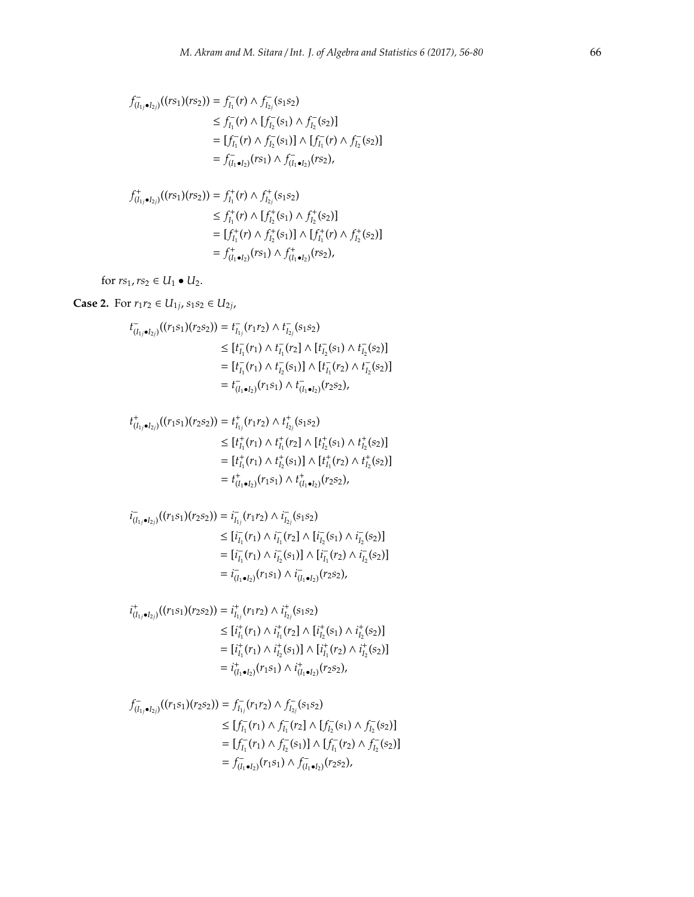$$
\begin{aligned}
f^{-}_{(I_{1j}\bullet I_{2j})}((rs_1)(rs_2)) &= f^{-}_{I_1}(r) \wedge f^{-}_{I_{2j}}(s_1s_2) \\
&\leq f^{-}_{I_1}(r) \wedge [f^{-}_{I_2}(s_1) \wedge f^{-}_{I_2}(s_2)] \\
&= [f^{-}_{I_1}(r) \wedge f^{-}_{I_2}(s_1)] \wedge [f^{-}_{I_1}(r) \wedge f^{-}_{I_2}(s_2)] \\
&= f^{-}_{(I_1\bullet I_2)}(rs_1) \wedge f^{-}_{(I_1\bullet I_2)}(rs_2),
\end{aligned}
$$

$$
\begin{aligned}
f^{+}_{(I_{1j}\bullet I_{2j})}((rs_1)(rs_2)) &= f^{+}_{I_1}(r) \wedge f^{+}_{I_{2j}}(s_1s_2) \\
&\leq f^{+}_{I_1}(r) \wedge [f^{+}_{I_2}(s_1) \wedge f^{+}_{I_2}(s_2)] \\
&= [f^{+}_{I_1}(r) \wedge f^{+}_{I_2}(s_1)] \wedge [f^{+}_{I_1}(r) \wedge f^{+}_{I_2}(s_2)] \\
&= f^{+}_{(I_1\bullet I_2)}(rs_1) \wedge f^{+}_{(I_1\bullet I_2)}(rs_2),
\end{aligned}
$$

for $rs_1, rs_2 \in U_1 \bullet U_2$.

**Case 2.** For $r_1r_2 \in U_{1j}$, $s_1s_2 \in U_{2j}$,

$$
\begin{aligned}
t^{-}_{(I_{1j}\bullet I_{2j})}((r_1s_1)(r_2s_2)) &= t^{-}_{I_{1j}}(r_1r_2) \wedge t^{-}_{I_{2j}}(s_1s_2) \\
&\leq [t^{-}_{I_1}(r_1) \wedge t^{-}_{I_1}(r_2] \wedge [t^{-}_{I_2}(s_1) \wedge t^{-}_{I_2}(s_2)] \\
&= [t^{-}_{I_1}(r_1) \wedge t^{-}_{I_2}(s_1)] \wedge [t^{-}_{I_1}(r_2) \wedge t^{-}_{I_2}(s_2)] \\
&= t^{-}_{(I_1\bullet I_2)}(r_1s_1) \wedge t^{-}_{(I_1\bullet I_2)}(r_2s_2),
\end{aligned}
$$

$$
\begin{aligned}
t^{+}_{(I_{1j}\bullet I_{2j})}((r_1s_1)(r_2s_2)) &= t^{+}_{I_{1j}}(r_1r_2) \wedge t^{+}_{I_{2j}}(s_1s_2) \\
&\leq [t^{+}_{I_1}(r_1) \wedge t^{+}_{I_1}(r_2] \wedge [t^{+}_{I_2}(s_1) \wedge t^{+}_{I_2}(s_2)] \\
&= [t^{+}_{I_1}(r_1) \wedge t^{+}_{I_2}(s_1)] \wedge [t^{+}_{I_1}(r_2) \wedge t^{+}_{I_2}(s_2)] \\
&= t^{+}_{(I_1\bullet I_2)}(r_1s_1) \wedge t^{+}_{(I_1\bullet I_2)}(r_2s_2),
\end{aligned}
$$

$$
\begin{aligned}
i^{-}_{(I_{1j}\bullet I_{2j})}((r_1s_1)(r_2s_2)) &= i^{-}_{I_{1j}}(r_1r_2) \wedge i^{-}_{I_{2j}}(s_1s_2) \\
&\leq [i^{-}_{I_1}(r_1) \wedge i^{-}_{I_1}(r_2] \wedge [i^{-}_{I_2}(s_1) \wedge i^{-}_{I_2}(s_2)] \\
&= [i^{-}_{I_1}(r_1) \wedge i^{-}_{I_2}(s_1)] \wedge [i^{-}_{I_1}(r_2) \wedge i^{-}_{I_2}(s_2)] \\
&= i^{-}_{(I_1\bullet I_2)}(r_1s_1) \wedge i^{-}_{(I_1\bullet I_2)}(r_2s_2),
\end{aligned}
$$

$$
\begin{aligned}
i^{+}_{(I_{1j}\bullet I_{2j})}((r_1s_1)(r_2s_2)) &= i^{+}_{I_{1j}}(r_1r_2) \wedge i^{+}_{I_{2j}}(s_1s_2) \\
&\leq [i^{+}_{I_1}(r_1) \wedge i^{+}_{I_1}(r_2] \wedge [i^{+}_{I_2}(s_1) \wedge i^{+}_{I_2}(s_2)] \\
&= [i^{+}_{I_1}(r_1) \wedge i^{+}_{I_2}(s_1)] \wedge [i^{+}_{I_1}(r_2) \wedge i^{+}_{I_2}(s_2)] \\
&= i^{+}_{(I_1\bullet I_2)}(r_1s_1) \wedge i^{+}_{(I_1\bullet I_2)}(r_2s_2),
\end{aligned}
$$

$$
\begin{aligned}
f^{-}_{(I_{1j}\bullet I_{2j})}((r_1s_1)(r_2s_2)) &= f^{-}_{I_{1j}}(r_1r_2) \wedge f^{-}_{I_{2j}}(s_1s_2) \\
&\leq [f^{-}_{I_1}(r_1) \wedge f^{-}_{I_1}(r_2] \wedge [f^{-}_{I_2}(s_1) \wedge f^{-}_{I_2}(s_2)] \\
&= [f^{-}_{I_1}(r_1) \wedge f^{-}_{I_2}(s_1)] \wedge [f^{-}_{I_1}(r_2) \wedge f^{-}_{I_2}(s_2)] \\
&= f^{-}_{(I_1\bullet I_2)}(r_1s_1) \wedge f^{-}_{(I_1\bullet I_2)}(r_2s_2),
\end{aligned}
$$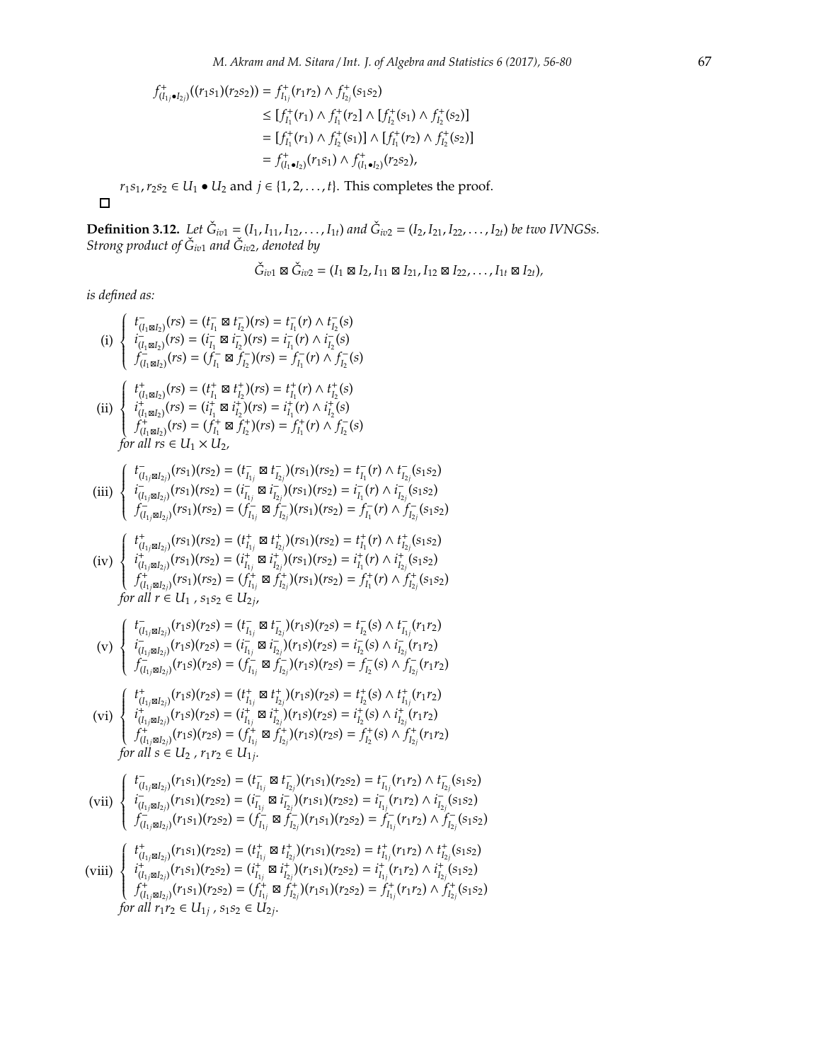$$
\begin{aligned}
f^+_{(I_{1j}\bullet I_{2j})}((r_1s_1)(r_2s_2)) &= f^+_{I_{1j}}(r_1r_2) \wedge f^+_{I_{2j}}(s_1s_2) \\
&\leq [f^+_{I_1}(r_1) \wedge f^+_{I_1}(r_2)] \wedge [f^+_{I_2}(s_1) \wedge f^+_{I_2}(s_2)] \\
&= [f^+_{I_1}(r_1) \wedge f^+_{I_2}(s_1)] \wedge [f^+_{I_1}(r_2) \wedge f^+_{I_2}(s_2)] \\
&= f^+_{(I_1\bullet I_2)}(r_1s_1) \wedge f^+_{(I_1\bullet I_2)}(r_2s_2),
\end{aligned}
$$

$r_1s_1, r_2s_2 \in U_1 \bullet U_2$ and $j \in \{1, 2, \ldots, t\}$. This completes the proof.

□

**Definition 3.12.** *Let $\check{G}_{iv1} = (I_1, I_{11}, I_{12}, \ldots, I_{1t})$ and $\check{G}_{iv2} = (I_2, I_{21}, I_{22}, \ldots, I_{2t})$ be two IVNGSs. Strong product of $\check{G}_{iv1}$ and $\check{G}_{iv2}$, denoted by*

$$\check{G}_{iv1} \boxtimes \check{G}_{iv2} = (I_1 \boxtimes I_2, I_{11} \boxtimes I_{21}, I_{12} \boxtimes I_{22}, \ldots, I_{1t} \boxtimes I_{2t}),$$

*is defined as:*

$$
\text{(i)} \begin{cases}
t^-_{(I_1\boxtimes I_2)}(rs) = (t^-_{I_1} \boxtimes t^-_{I_2})(rs) = t^-_{I_1}(r) \wedge t^-_{I_2}(s) \\
i^-_{(I_1\boxtimes I_2)}(rs) = (i^-_{I_1} \boxtimes i^-_{I_2})(rs) = i^-_{I_1}(r) \wedge i^-_{I_2}(s) \\
f^-_{(I_1\boxtimes I_2)}(rs) = (f^-_{I_1} \boxtimes f^-_{I_2})(rs) = f^-_{I_1}(r) \wedge f^-_{I_2}(s)
\end{cases}
$$

$$
\text{(ii)} \begin{cases}
t^+_{(I_1\boxtimes I_2)}(rs) = (t^+_{I_1} \boxtimes t^+_{I_2})(rs) = t^+_{I_1}(r) \wedge t^+_{I_2}(s) \\
i^+_{(I_1\boxtimes I_2)}(rs) = (i^+_{I_1} \boxtimes i^+_{I_2})(rs) = i^+_{I_1}(r) \wedge i^+_{I_2}(s) \\
f^+_{(I_1\boxtimes I_2)}(rs) = (f^+_{I_1} \boxtimes f^+_{I_2})(rs) = f^+_{I_1}(r) \wedge f^-_{I_2}(s)
\end{cases}
$$

*for all $rs \in U_1 \times U_2$,*

$$
\text{(iii)} \begin{cases}
t^-_{(I_{1j}\boxtimes I_{2j})}(rs_1)(rs_2) = (t^-_{I_{1j}} \boxtimes t^-_{I_{2j}})(rs_1)(rs_2) = t^-_{I_1}(r) \wedge t^-_{I_{2j}}(s_1s_2) \\
i^-_{(I_{1j}\boxtimes I_{2j})}(rs_1)(rs_2) = (i^-_{I_{1j}} \boxtimes i^-_{I_{2j}})(rs_1)(rs_2) = i^-_{I_1}(r) \wedge i^-_{I_{2j}}(s_1s_2) \\
f^-_{(I_{1j}\boxtimes I_{2j})}(rs_1)(rs_2) = (f^-_{I_{1j}} \boxtimes f^-_{I_{2j}})(rs_1)(rs_2) = f^-_{I_1}(r) \wedge f^-_{I_{2j}}(s_1s_2)
\end{cases}
$$

$$
\text{(iv)} \begin{cases}
t^+_{(I_{1j}\boxtimes I_{2j})}(rs_1)(rs_2) = (t^+_{I_{1j}} \boxtimes t^+_{I_{2j}})(rs_1)(rs_2) = t^+_{I_1}(r) \wedge t^+_{I_{2j}}(s_1s_2) \\
i^+_{(I_{1j}\boxtimes I_{2j})}(rs_1)(rs_2) = (i^+_{I_{1j}} \boxtimes i^+_{I_{2j}})(rs_1)(rs_2) = i^+_{I_1}(r) \wedge i^+_{I_{2j}}(s_1s_2) \\
f^+_{(I_{1j}\boxtimes I_{2j})}(rs_1)(rs_2) = (f^+_{I_{1j}} \boxtimes f^+_{I_{2j}})(rs_1)(rs_2) = f^+_{I_1}(r) \wedge f^+_{I_{2j}}(s_1s_2)
\end{cases}
$$

*for all $r \in U_1$ , $s_1s_2 \in U_{2j}$,*

$$
\text{(v)} \begin{cases}
t^-_{(I_{1j}\boxtimes I_{2j})}(r_1s)(r_2s) = (t^-_{I_{1j}} \boxtimes t^-_{I_{2j}})(r_1s)(r_2s) = t^-_{I_2}(s) \wedge t^-_{I_{1j}}(r_1r_2) \\
i^-_{(I_{1j}\boxtimes I_{2j})}(r_1s)(r_2s) = (i^-_{I_{1j}} \boxtimes i^-_{I_{2j}})(r_1s)(r_2s) = i^-_{I_2}(s) \wedge i^-_{I_{2j}}(r_1r_2) \\
f^-_{(I_{1j}\boxtimes I_{2j})}(r_1s)(r_2s) = (f^-_{I_{1j}} \boxtimes f^-_{I_{2j}})(r_1s)(r_2s) = f^-_{I_2}(s) \wedge f^-_{I_{2j}}(r_1r_2)
\end{cases}
$$

$$
\text{(vi)} \begin{cases}
t^+_{(I_{1j}\boxtimes I_{2j})}(r_1s)(r_2s) = (t^+_{I_{1j}} \boxtimes t^+_{I_{2j}})(r_1s)(r_2s) = t^+_{I_2}(s) \wedge t^+_{I_{1j}}(r_1r_2) \\
i^+_{(I_{1j}\boxtimes I_{2j})}(r_1s)(r_2s) = (i^+_{I_{1j}} \boxtimes i^+_{I_{2j}})(r_1s)(r_2s) = i^+_{I_2}(s) \wedge i^+_{I_{2j}}(r_1r_2) \\
f^+_{(I_{1j}\boxtimes I_{2j})}(r_1s)(r_2s) = (f^+_{I_{1j}} \boxtimes f^+_{I_{2j}})(r_1s)(r_2s) = f^+_{I_2}(s) \wedge f^+_{I_{2j}}(r_1r_2)
\end{cases}
$$

*for all $s \in U_2$ , $r_1r_2 \in U_{1j}$.*

$$
\text{(vii)} \begin{cases}
t^-_{(I_{1j}\boxtimes I_{2j})}(r_1s_1)(r_2s_2) = (t^-_{I_{1j}} \boxtimes t^-_{I_{2j}})(r_1s_1)(r_2s_2) = t^-_{I_{1j}}(r_1r_2) \wedge t^-_{I_{2j}}(s_1s_2) \\
i^-_{(I_{1j}\boxtimes I_{2j})}(r_1s_1)(r_2s_2) = (i^-_{I_{1j}} \boxtimes i^-_{I_{2j}})(r_1s_1)(r_2s_2) = i^-_{I_{1j}}(r_1r_2) \wedge i^-_{I_{2j}}(s_1s_2) \\
f^-_{(I_{1j}\boxtimes I_{2j})}(r_1s_1)(r_2s_2) = (f^-_{I_{1j}} \boxtimes f^-_{I_{2j}})(r_1s_1)(r_2s_2) = f^-_{I_{1j}}(r_1r_2) \wedge f^-_{I_{2j}}(s_1s_2)
\end{cases}
$$

$$
\text{(viii)} \begin{cases}
t^+_{(I_{1j}\boxtimes I_{2j})}(r_1s_1)(r_2s_2) = (t^+_{I_{1j}} \boxtimes t^+_{I_{2j}})(r_1s_1)(r_2s_2) = t^+_{I_{1j}}(r_1r_2) \wedge t^+_{I_{2j}}(s_1s_2) \\
i^+_{(I_{1j}\boxtimes I_{2j})}(r_1s_1)(r_2s_2) = (i^+_{I_{1j}} \boxtimes i^+_{I_{2j}})(r_1s_1)(r_2s_2) = i^+_{I_{1j}}(r_1r_2) \wedge i^+_{I_{2j}}(s_1s_2) \\
f^+_{(I_{1j}\boxtimes I_{2j})}(r_1s_1)(r_2s_2) = (f^+_{I_{1j}} \boxtimes f^+_{I_{2j}})(r_1s_1)(r_2s_2) = f^+_{I_{1j}}(r_1r_2) \wedge f^+_{I_{2j}}(s_1s_2)
\end{cases}
$$

*for all $r_1r_2 \in U_{1j}$ , $s_1s_2 \in U_{2j}$.*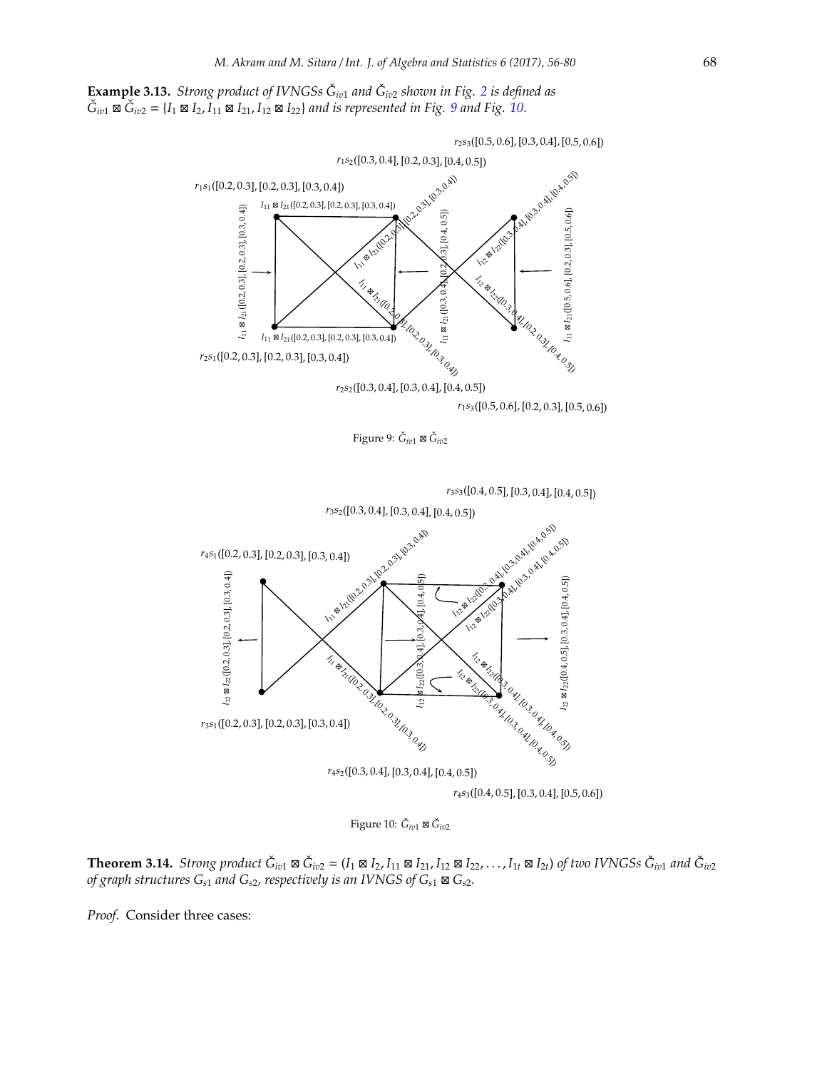**Example 3.13.** *Strong product of IVNGSs $\check{G}_{iv1}$ and $\check{G}_{iv2}$ shown in Fig. 2 is defined as $\check{G}_{iv1} \boxtimes \check{G}_{iv2} = \{I_1 \boxtimes I_2, I_{11} \boxtimes I_{21}, I_{12} \boxtimes I_{22}\}$ and is represented in Fig. 9 and Fig. 10.*

Figure 9: $\check{G}_{iv1} \boxtimes \check{G}_{iv2}$

Figure 10: $\check{G}_{iv1} \boxtimes \check{G}_{iv2}$

**Theorem 3.14.** *Strong product $\check{G}_{iv1} \boxtimes \check{G}_{iv2} = (I_1 \boxtimes I_2, I_{11} \boxtimes I_{21}, I_{12} \boxtimes I_{22}, \ldots, I_{1t} \boxtimes I_{2t})$ of two IVNGSs $\check{G}_{iv1}$ and $\check{G}_{iv2}$ of graph structures $G_{s1}$ and $G_{s2}$, respectively is an IVNGS of $G_{s1} \boxtimes G_{s2}$.*

*Proof.* Consider three cases: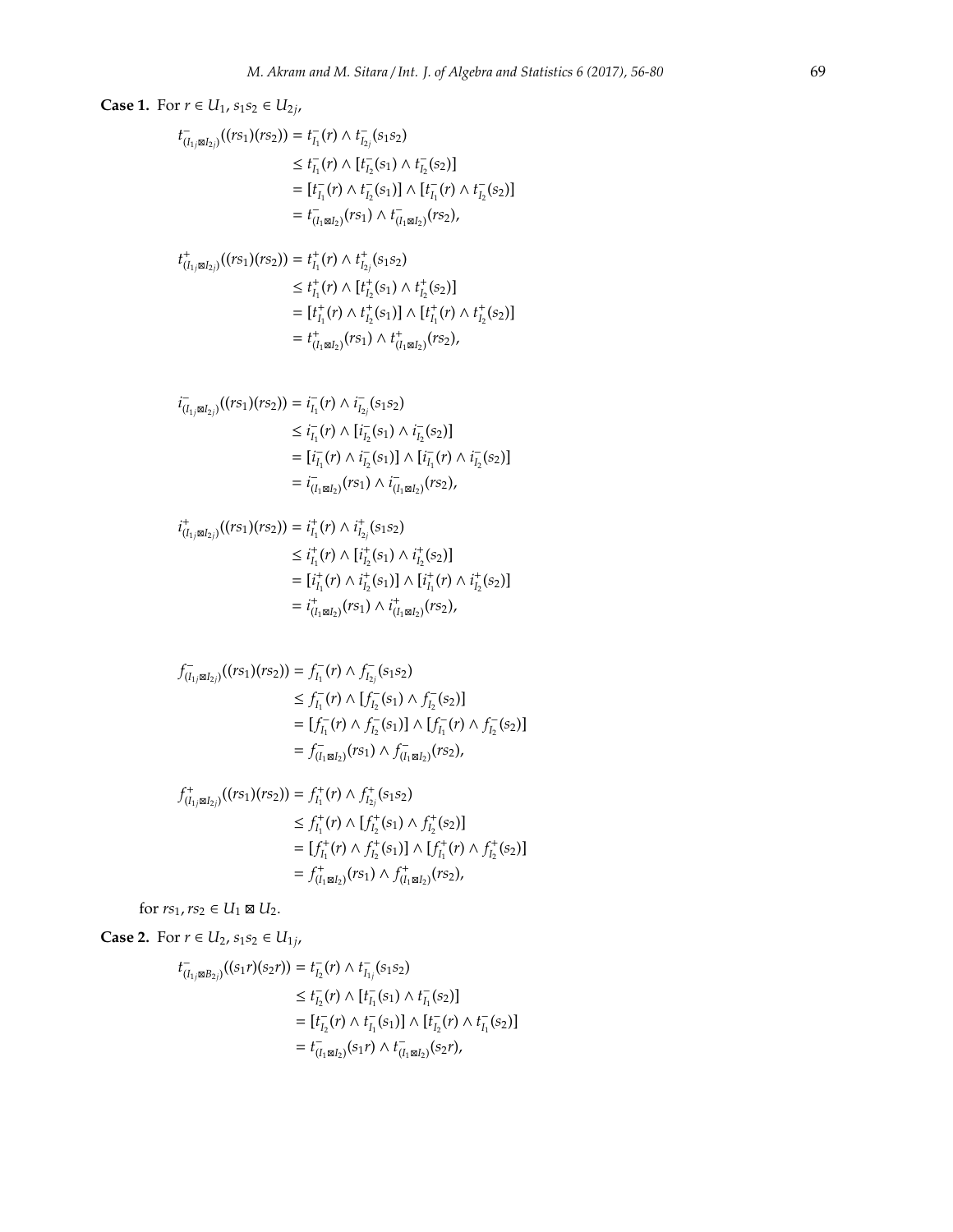**Case 1.** For $r \in U_1$, $s_1s_2 \in U_{2j}$,

$$
\begin{aligned}
t^-_{(I_{1j}\boxtimes I_{2j})}((rs_1)(rs_2)) &= t^-_{I_1}(r) \wedge t^-_{I_{2j}}(s_1s_2) \\
&\leq t^-_{I_1}(r) \wedge [t^-_{I_2}(s_1) \wedge t^-_{I_2}(s_2)] \\
&= [t^-_{I_1}(r) \wedge t^-_{I_2}(s_1)] \wedge [t^-_{I_1}(r) \wedge t^-_{I_2}(s_2)] \\
&= t^-_{(I_1\boxtimes I_2)}(rs_1) \wedge t^-_{(I_1\boxtimes I_2)}(rs_2),
\end{aligned}
$$

$$
\begin{aligned}
t^+_{(I_{1j}\boxtimes I_{2j})}((rs_1)(rs_2)) &= t^+_{I_1}(r) \wedge t^+_{I_{2j}}(s_1s_2) \\
&\leq t^+_{I_1}(r) \wedge [t^+_{I_2}(s_1) \wedge t^+_{I_2}(s_2)] \\
&= [t^+_{I_1}(r) \wedge t^+_{I_2}(s_1)] \wedge [t^+_{I_1}(r) \wedge t^+_{I_2}(s_2)] \\
&= t^+_{(I_1\boxtimes I_2)}(rs_1) \wedge t^+_{(I_1\boxtimes I_2)}(rs_2),
\end{aligned}
$$

$$
\begin{aligned}
i^-_{(I_{1j}\boxtimes I_{2j})}((rs_1)(rs_2)) &= i^-_{I_1}(r) \wedge i^-_{I_{2j}}(s_1s_2) \\
&\leq i^-_{I_1}(r) \wedge [i^-_{I_2}(s_1) \wedge i^-_{I_2}(s_2)] \\
&= [i^-_{I_1}(r) \wedge i^-_{I_2}(s_1)] \wedge [i^-_{I_1}(r) \wedge i^-_{I_2}(s_2)] \\
&= i^-_{(I_1\boxtimes I_2)}(rs_1) \wedge i^-_{(I_1\boxtimes I_2)}(rs_2),
\end{aligned}
$$

$$
\begin{aligned}
i^+_{(I_{1j}\boxtimes I_{2j})}((rs_1)(rs_2)) &= i^+_{I_1}(r) \wedge i^+_{I_{2j}}(s_1s_2) \\
&\leq i^+_{I_1}(r) \wedge [i^+_{I_2}(s_1) \wedge i^+_{I_2}(s_2)] \\
&= [i^+_{I_1}(r) \wedge i^+_{I_2}(s_1)] \wedge [i^+_{I_1}(r) \wedge i^+_{I_2}(s_2)] \\
&= i^+_{(I_1\boxtimes I_2)}(rs_1) \wedge i^+_{(I_1\boxtimes I_2)}(rs_2),
\end{aligned}
$$

$$
\begin{aligned}
f^-_{(I_{1j}\boxtimes I_{2j})}((rs_1)(rs_2)) &= f^-_{I_1}(r) \wedge f^-_{I_{2j}}(s_1s_2) \\
&\leq f^-_{I_1}(r) \wedge [f^-_{I_2}(s_1) \wedge f^-_{I_2}(s_2)] \\
&= [f^-_{I_1}(r) \wedge f^-_{I_2}(s_1)] \wedge [f^-_{I_1}(r) \wedge f^-_{I_2}(s_2)] \\
&= f^-_{(I_1\boxtimes I_2)}(rs_1) \wedge f^-_{(I_1\boxtimes I_2)}(rs_2),
\end{aligned}
$$

$$
\begin{aligned}
f^+_{(I_{1j}\boxtimes I_{2j})}((rs_1)(rs_2)) &= f^+_{I_1}(r) \wedge f^+_{I_{2j}}(s_1s_2) \\
&\leq f^+_{I_1}(r) \wedge [f^+_{I_2}(s_1) \wedge f^+_{I_2}(s_2)] \\
&= [f^+_{I_1}(r) \wedge f^+_{I_2}(s_1)] \wedge [f^+_{I_1}(r) \wedge f^+_{I_2}(s_2)] \\
&= f^+_{(I_1\boxtimes I_2)}(rs_1) \wedge f^+_{(I_1\boxtimes I_2)}(rs_2),
\end{aligned}
$$

for $rs_1, rs_2 \in U_1 \boxtimes U_2$.

**Case 2.** For $r \in U_2$, $s_1s_2 \in U_{1j}$,

$$
\begin{aligned}
t^-_{(I_{1j}\boxtimes B_{2j})}((s_1r)(s_2r)) &= t^-_{I_2}(r) \wedge t^-_{I_{1j}}(s_1s_2) \\
&\leq t^-_{I_2}(r) \wedge [t^-_{I_1}(s_1) \wedge t^-_{I_1}(s_2)] \\
&= [t^-_{I_2}(r) \wedge t^-_{I_1}(s_1)] \wedge [t^-_{I_2}(r) \wedge t^-_{I_1}(s_2)] \\
&= t^-_{(I_1\boxtimes I_2)}(s_1r) \wedge t^-_{(I_1\boxtimes I_2)}(s_2r),
\end{aligned}
$$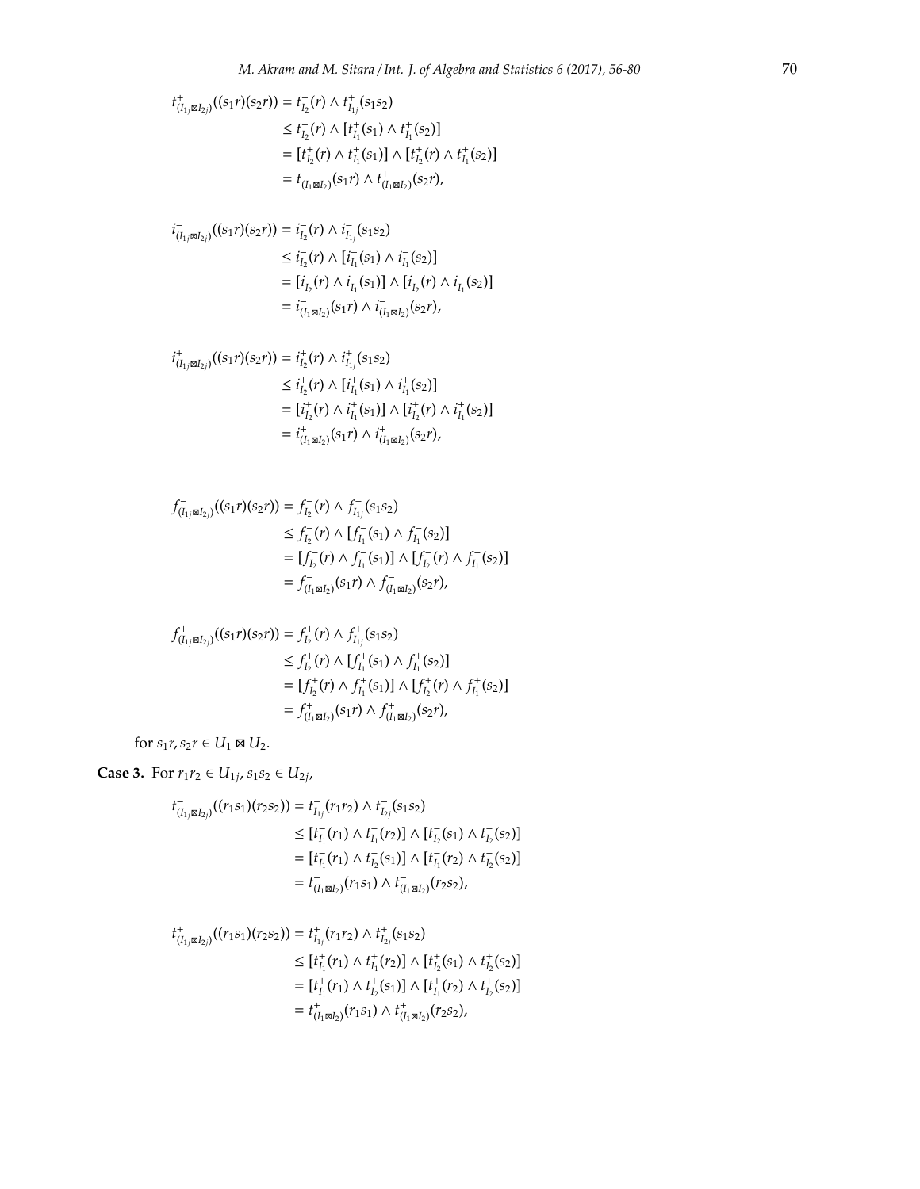$$
\begin{aligned}
t^{+}_{(I_{1j}\boxtimes I_{2j})}((s_1r)(s_2r)) &= t^{+}_{I_2}(r) \wedge t^{+}_{I_{1j}}(s_1s_2) \\
&\leq t^{+}_{I_2}(r) \wedge [t^{+}_{I_1}(s_1) \wedge t^{+}_{I_1}(s_2)] \\
&= [t^{+}_{I_2}(r) \wedge t^{+}_{I_1}(s_1)] \wedge [t^{+}_{I_2}(r) \wedge t^{+}_{I_1}(s_2)] \\
&= t^{+}_{(I_1\boxtimes I_2)}(s_1r) \wedge t^{+}_{(I_1\boxtimes I_2)}(s_2r),
\end{aligned}
$$

$$
\begin{aligned}
i^{-}_{(I_{1j}\boxtimes I_{2j})}((s_1r)(s_2r)) &= i^{-}_{I_2}(r) \wedge i^{-}_{I_{1j}}(s_1s_2) \\
&\leq i^{-}_{I_2}(r) \wedge [i^{-}_{I_1}(s_1) \wedge i^{-}_{I_1}(s_2)] \\
&= [i^{-}_{I_2}(r) \wedge i^{-}_{I_1}(s_1)] \wedge [i^{-}_{I_2}(r) \wedge i^{-}_{I_1}(s_2)] \\
&= i^{-}_{(I_1\boxtimes I_2)}(s_1r) \wedge i^{-}_{(I_1\boxtimes I_2)}(s_2r),
\end{aligned}
$$

$$
\begin{aligned}
i^{+}_{(I_{1j}\boxtimes I_{2j})}((s_1r)(s_2r)) &= i^{+}_{I_2}(r) \wedge i^{+}_{I_{1j}}(s_1s_2) \\
&\leq i^{+}_{I_2}(r) \wedge [i^{+}_{I_1}(s_1) \wedge i^{+}_{I_1}(s_2)] \\
&= [i^{+}_{I_2}(r) \wedge i^{+}_{I_1}(s_1)] \wedge [i^{+}_{I_2}(r) \wedge i^{+}_{I_1}(s_2)] \\
&= i^{+}_{(I_1\boxtimes I_2)}(s_1r) \wedge i^{+}_{(I_1\boxtimes I_2)}(s_2r),
\end{aligned}
$$

$$
\begin{aligned}
f^{-}_{(I_{1j}\boxtimes I_{2j})}((s_1r)(s_2r)) &= f^{-}_{I_2}(r) \wedge f^{-}_{I_{1j}}(s_1s_2) \\
&\leq f^{-}_{I_2}(r) \wedge [f^{-}_{I_1}(s_1) \wedge f^{-}_{I_1}(s_2)] \\
&= [f^{-}_{I_2}(r) \wedge f^{-}_{I_1}(s_1)] \wedge [f^{-}_{I_2}(r) \wedge f^{-}_{I_1}(s_2)] \\
&= f^{-}_{(I_1\boxtimes I_2)}(s_1r) \wedge f^{-}_{(I_1\boxtimes I_2)}(s_2r),
\end{aligned}
$$

$$
\begin{aligned}
f^{+}_{(I_{1j}\boxtimes I_{2j})}((s_1r)(s_2r)) &= f^{+}_{I_2}(r) \wedge f^{+}_{I_{1j}}(s_1s_2) \\
&\leq f^{+}_{I_2}(r) \wedge [f^{+}_{I_1}(s_1) \wedge f^{+}_{I_1}(s_2)] \\
&= [f^{+}_{I_2}(r) \wedge f^{+}_{I_1}(s_1)] \wedge [f^{+}_{I_2}(r) \wedge f^{+}_{I_1}(s_2)] \\
&= f^{+}_{(I_1\boxtimes I_2)}(s_1r) \wedge f^{+}_{(I_1\boxtimes I_2)}(s_2r),
\end{aligned}
$$

for $s_1r, s_2r \in U_1 \boxtimes U_2$.

**Case 3.** For $r_1r_2 \in U_{1j}$, $s_1s_2 \in U_{2j}$,

$$
\begin{aligned}
t^{-}_{(I_{1j}\boxtimes I_{2j})}((r_1s_1)(r_2s_2)) &= t^{-}_{I_{1j}}(r_1r_2) \wedge t^{-}_{I_{2j}}(s_1s_2) \\
&\leq [t^{-}_{I_1}(r_1) \wedge t^{-}_{I_1}(r_2)] \wedge [t^{-}_{I_2}(s_1) \wedge t^{-}_{I_2}(s_2)] \\
&= [t^{-}_{I_1}(r_1) \wedge t^{-}_{I_2}(s_1)] \wedge [t^{-}_{I_1}(r_2) \wedge t^{-}_{I_2}(s_2)] \\
&= t^{-}_{(I_1\boxtimes I_2)}(r_1s_1) \wedge t^{-}_{(I_1\boxtimes I_2)}(r_2s_2),
\end{aligned}
$$

$$
\begin{aligned}
t^{+}_{(I_{1j}\boxtimes I_{2j})}((r_1s_1)(r_2s_2)) &= t^{+}_{I_{1j}}(r_1r_2) \wedge t^{+}_{I_{2j}}(s_1s_2) \\
&\leq [t^{+}_{I_1}(r_1) \wedge t^{+}_{I_1}(r_2)] \wedge [t^{+}_{I_2}(s_1) \wedge t^{+}_{I_2}(s_2)] \\
&= [t^{+}_{I_1}(r_1) \wedge t^{+}_{I_2}(s_1)] \wedge [t^{+}_{I_1}(r_2) \wedge t^{+}_{I_2}(s_2)] \\
&= t^{+}_{(I_1\boxtimes I_2)}(r_1s_1) \wedge t^{+}_{(I_1\boxtimes I_2)}(r_2s_2),
\end{aligned}
$$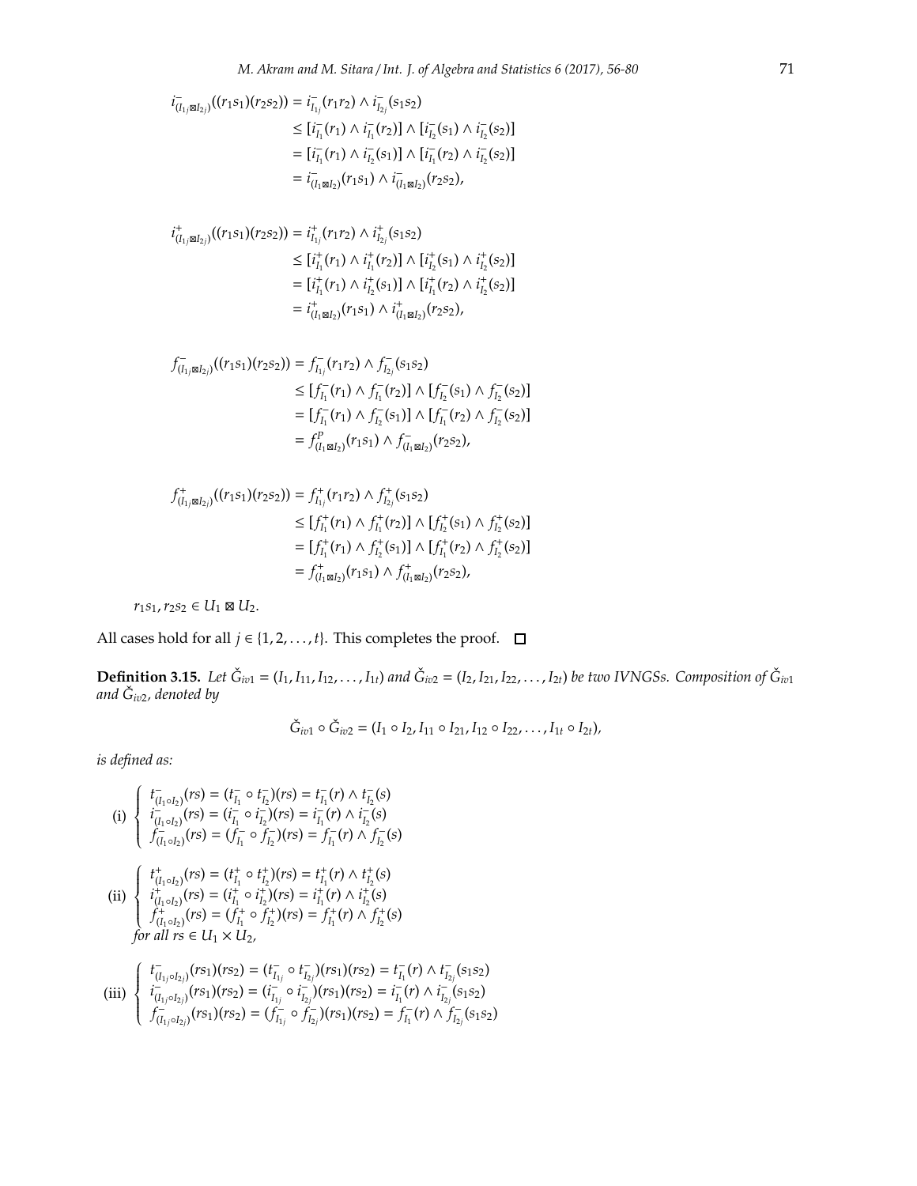$$
\begin{aligned}
i^{-}_{(I_{1j}\boxtimes I_{2j})}((r_1s_1)(r_2s_2)) &= i^{-}_{I_{1j}}(r_1r_2) \wedge i^{-}_{I_{2j}}(s_1s_2)\\
&\leq [i^{-}_{I_1}(r_1) \wedge i^{-}_{I_1}(r_2)] \wedge [i^{-}_{I_2}(s_1) \wedge i^{-}_{I_2}(s_2)]\\
&= [i^{-}_{I_1}(r_1) \wedge i^{-}_{I_2}(s_1)] \wedge [i^{-}_{I_1}(r_2) \wedge i^{-}_{I_2}(s_2)]\\
&= i^{-}_{(I_1\boxtimes I_2)}(r_1s_1) \wedge i^{-}_{(I_1\boxtimes I_2)}(r_2s_2),
\end{aligned}
$$

$$
\begin{aligned}
i^{+}_{(I_{1j}\boxtimes I_{2j})}((r_1s_1)(r_2s_2)) &= i^{+}_{I_{1j}}(r_1r_2) \wedge i^{+}_{I_{2j}}(s_1s_2)\\
&\leq [i^{+}_{I_1}(r_1) \wedge i^{+}_{I_1}(r_2)] \wedge [i^{+}_{I_2}(s_1) \wedge i^{+}_{I_2}(s_2)]\\
&= [i^{+}_{I_1}(r_1) \wedge i^{+}_{I_2}(s_1)] \wedge [i^{+}_{I_1}(r_2) \wedge i^{+}_{I_2}(s_2)]\\
&= i^{+}_{(I_1\boxtimes I_2)}(r_1s_1) \wedge i^{+}_{(I_1\boxtimes I_2)}(r_2s_2),
\end{aligned}
$$

$$
\begin{aligned}
f^{-}_{(I_{1j}\boxtimes I_{2j})}((r_1s_1)(r_2s_2)) &= f^{-}_{I_{1j}}(r_1r_2) \wedge f^{-}_{I_{2j}}(s_1s_2)\\
&\leq [f^{-}_{I_1}(r_1) \wedge f^{-}_{I_1}(r_2)] \wedge [f^{-}_{I_2}(s_1) \wedge f^{-}_{I_2}(s_2)]\\
&= [f^{-}_{I_1}(r_1) \wedge f^{-}_{I_2}(s_1)] \wedge [f^{-}_{I_1}(r_2) \wedge f^{-}_{I_2}(s_2)]\\
&= f^{P}_{(I_1\boxtimes I_2)}(r_1s_1) \wedge f^{-}_{(I_1\boxtimes I_2)}(r_2s_2),
\end{aligned}
$$

$$
\begin{aligned}
f^{+}_{(I_{1j}\boxtimes I_{2j})}((r_1s_1)(r_2s_2)) &= f^{+}_{I_{1j}}(r_1r_2) \wedge f^{+}_{I_{2j}}(s_1s_2)\\
&\leq [f^{+}_{I_1}(r_1) \wedge f^{+}_{I_1}(r_2)] \wedge [f^{+}_{I_2}(s_1) \wedge f^{+}_{I_2}(s_2)]\\
&= [f^{+}_{I_1}(r_1) \wedge f^{+}_{I_2}(s_1)] \wedge [f^{+}_{I_1}(r_2) \wedge f^{+}_{I_2}(s_2)]\\
&= f^{+}_{(I_1\boxtimes I_2)}(r_1s_1) \wedge f^{+}_{(I_1\boxtimes I_2)}(r_2s_2),
\end{aligned}
$$

$r_1s_1, r_2s_2 \in U_1 \boxtimes U_2$.

All cases hold for all $j \in \{1, 2, \ldots, t\}$. This completes the proof. □

**Definition 3.15.** *Let $\check{G}_{iv1} = (I_1, I_{11}, I_{12}, \ldots, I_{1t})$ and $\check{G}_{iv2} = (I_2, I_{21}, I_{22}, \ldots, I_{2t})$ be two IVNGSs. Composition of $\check{G}_{iv1}$ and $\check{G}_{iv2}$, denoted by*

$$\check{G}_{iv1} \circ \check{G}_{iv2} = (I_1 \circ I_2, I_{11} \circ I_{21}, I_{12} \circ I_{22}, \ldots, I_{1t} \circ I_{2t}),$$

*is defined as:*

$$
\text{(i)} \begin{cases}
t^{-}_{(I_1\circ I_2)}(rs) = (t^{-}_{I_1} \circ t^{-}_{I_2})(rs) = t^{-}_{I_1}(r) \wedge t^{-}_{I_2}(s)\\
i^{-}_{(I_1\circ I_2)}(rs) = (i^{-}_{I_1} \circ i^{-}_{I_2})(rs) = i^{-}_{I_1}(r) \wedge i^{-}_{I_2}(s)\\
f^{-}_{(I_1\circ I_2)}(rs) = (f^{-}_{I_1} \circ f^{-}_{I_2})(rs) = f^{-}_{I_1}(r) \wedge f^{-}_{I_2}(s)
\end{cases}
$$

$$
\text{(ii)} \begin{cases}
t^{+}_{(I_1\circ I_2)}(rs) = (t^{+}_{I_1} \circ t^{+}_{I_2})(rs) = t^{+}_{I_1}(r) \wedge t^{+}_{I_2}(s)\\
i^{+}_{(I_1\circ I_2)}(rs) = (i^{+}_{I_1} \circ i^{+}_{I_2})(rs) = i^{+}_{I_1}(r) \wedge i^{+}_{I_2}(s)\\
f^{+}_{(I_1\circ I_2)}(rs) = (f^{+}_{I_1} \circ f^{+}_{I_2})(rs) = f^{+}_{I_1}(r) \wedge f^{+}_{I_2}(s)\\
\text{for all } rs \in U_1 \times U_2,
\end{cases}
$$

$$
\text{(iii)} \begin{cases}
t^{-}_{(I_{1j}\circ I_{2j})}(rs_1)(rs_2) = (t^{-}_{I_{1j}} \circ t^{-}_{I_{2j}})(rs_1)(rs_2) = t^{-}_{I_1}(r) \wedge t^{-}_{I_{2j}}(s_1s_2)\\
i^{-}_{(I_{1j}\circ I_{2j})}(rs_1)(rs_2) = (i^{-}_{I_{1j}} \circ i^{-}_{I_{2j}})(rs_1)(rs_2) = i^{-}_{I_1}(r) \wedge i^{-}_{I_{2j}}(s_1s_2)\\
f^{-}_{(I_{1j}\circ I_{2j})}(rs_1)(rs_2) = (f^{-}_{I_{1j}} \circ f^{-}_{I_{2j}})(rs_1)(rs_2) = f^{-}_{I_1}(r) \wedge f^{-}_{I_{2j}}(s_1s_2)
\end{cases}
$$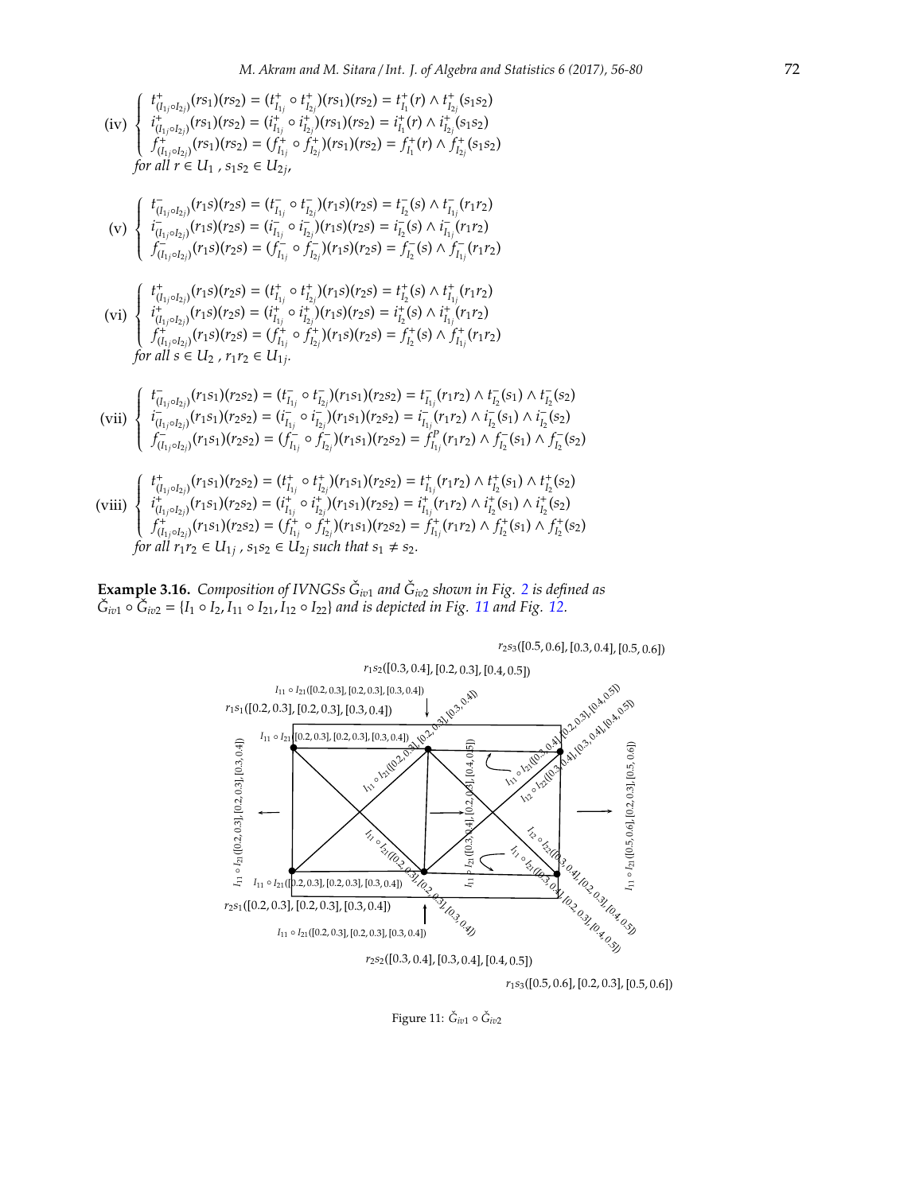(iv) $\begin{cases} t^{+}_{(I_{1j}\circ I_{2j})}(rs_1)(rs_2) = (t^{+}_{I_{1j}} \circ t^{+}_{I_{2j}})(rs_1)(rs_2) = t^{+}_{I_1}(r) \wedge t^{+}_{I_{2j}}(s_1s_2) \\ i^{+}_{(I_{1j}\circ I_{2j})}(rs_1)(rs_2) = (i^{+}_{I_{1j}} \circ i^{+}_{I_{2j}})(rs_1)(rs_2) = i^{+}_{I_1}(r) \wedge i^{+}_{I_{2j}}(s_1s_2) \\ f^{+}_{(I_{1j}\circ I_{2j})}(rs_1)(rs_2) = (f^{+}_{I_{1j}} \circ f^{+}_{I_{2j}})(rs_1)(rs_2) = f^{+}_{I_1}(r) \wedge f^{+}_{I_{2j}}(s_1s_2) \end{cases}$

*for all* $r \in U_1$ , $s_1s_2 \in U_{2j}$,

(v) $\begin{cases} t^{-}_{(I_{1j}\circ I_{2j})}(r_1s)(r_2s) = (t^{-}_{I_{1j}} \circ t^{-}_{I_{2j}})(r_1s)(r_2s) = t^{-}_{I_2}(s) \wedge t^{-}_{I_{1j}}(r_1r_2) \\ i^{-}_{(I_{1j}\circ I_{2j})}(r_1s)(r_2s) = (i^{-}_{I_{1j}} \circ i^{-}_{I_{2j}})(r_1s)(r_2s) = i^{-}_{I_2}(s) \wedge i^{-}_{I_{1j}}(r_1r_2) \\ f^{-}_{(I_{1j}\circ I_{2j})}(r_1s)(r_2s) = (f^{-}_{I_{1j}} \circ f^{-}_{I_{2j}})(r_1s)(r_2s) = f^{-}_{I_2}(s) \wedge f^{-}_{I_{1j}}(r_1r_2) \end{cases}$

(vi) $\begin{cases} t^{+}_{(I_{1j}\circ I_{2j})}(r_1s)(r_2s) = (t^{+}_{I_{1j}} \circ t^{+}_{I_{2j}})(r_1s)(r_2s) = t^{+}_{I_2}(s) \wedge t^{+}_{I_{1j}}(r_1r_2) \\ i^{+}_{(I_{1j}\circ I_{2j})}(r_1s)(r_2s) = (i^{+}_{I_{1j}} \circ i^{+}_{I_{2j}})(r_1s)(r_2s) = i^{+}_{I_2}(s) \wedge i^{+}_{I_{1j}}(r_1r_2) \\ f^{+}_{(I_{1j}\circ I_{2j})}(r_1s)(r_2s) = (f^{+}_{I_{1j}} \circ f^{+}_{I_{2j}})(r_1s)(r_2s) = f^{+}_{I_2}(s) \wedge f^{+}_{I_{1j}}(r_1r_2) \end{cases}$

*for all* $s \in U_2$ , $r_1r_2 \in U_{1j}$.

(vii) $\begin{cases} t^{-}_{(I_{1j}\circ I_{2j})}(r_1s_1)(r_2s_2) = (t^{-}_{I_{1j}} \circ t^{-}_{I_{2j}})(r_1s_1)(r_2s_2) = t^{-}_{I_{1j}}(r_1r_2) \wedge t^{-}_{I_2}(s_1) \wedge t^{-}_{I_2}(s_2) \\ i^{-}_{(I_{1j}\circ I_{2j})}(r_1s_1)(r_2s_2) = (i^{-}_{I_{1j}} \circ i^{-}_{I_{2j}})(r_1s_1)(r_2s_2) = i^{-}_{I_{1j}}(r_1r_2) \wedge i^{-}_{I_2}(s_1) \wedge i^{-}_{I_2}(s_2) \\ f^{-}_{(I_{1j}\circ I_{2j})}(r_1s_1)(r_2s_2) = (f^{-}_{I_{1j}} \circ f^{-}_{I_{2j}})(r_1s_1)(r_2s_2) = f^{P}_{I_{1j}}(r_1r_2) \wedge f^{-}_{I_2}(s_1) \wedge f^{-}_{I_2}(s_2) \end{cases}$

(viii) $\begin{cases} t^{+}_{(I_{1j}\circ I_{2j})}(r_1s_1)(r_2s_2) = (t^{+}_{I_{1j}} \circ t^{+}_{I_{2j}})(r_1s_1)(r_2s_2) = t^{+}_{I_{1j}}(r_1r_2) \wedge t^{+}_{I_2}(s_1) \wedge t^{+}_{I_2}(s_2) \\ i^{+}_{(I_{1j}\circ I_{2j})}(r_1s_1)(r_2s_2) = (i^{+}_{I_{1j}} \circ i^{+}_{I_{2j}})(r_1s_1)(r_2s_2) = i^{+}_{I_{1j}}(r_1r_2) \wedge i^{+}_{I_2}(s_1) \wedge i^{+}_{I_2}(s_2) \\ f^{+}_{(I_{1j}\circ I_{2j})}(r_1s_1)(r_2s_2) = (f^{+}_{I_{1j}} \circ f^{+}_{I_{2j}})(r_1s_1)(r_2s_2) = f^{+}_{I_{1j}}(r_1r_2) \wedge f^{+}_{I_2}(s_1) \wedge f^{+}_{I_2}(s_2) \end{cases}$

*for all* $r_1r_2 \in U_{1j}$ , $s_1s_2 \in U_{2j}$ *such that* $s_1 \neq s_2$.

**Example 3.16.** *Composition of IVNGSs* $\check{G}_{iv1}$ *and* $\check{G}_{iv2}$ *shown in Fig. 2 is defined as* $\check{G}_{iv1} \circ \check{G}_{iv2} = \{I_1 \circ I_2, I_{11} \circ I_{21}, I_{12} \circ I_{22}\}$ *and is depicted in Fig. 11 and Fig. 12.*

Figure 11: $\check{G}_{iv1} \circ \check{G}_{iv2}$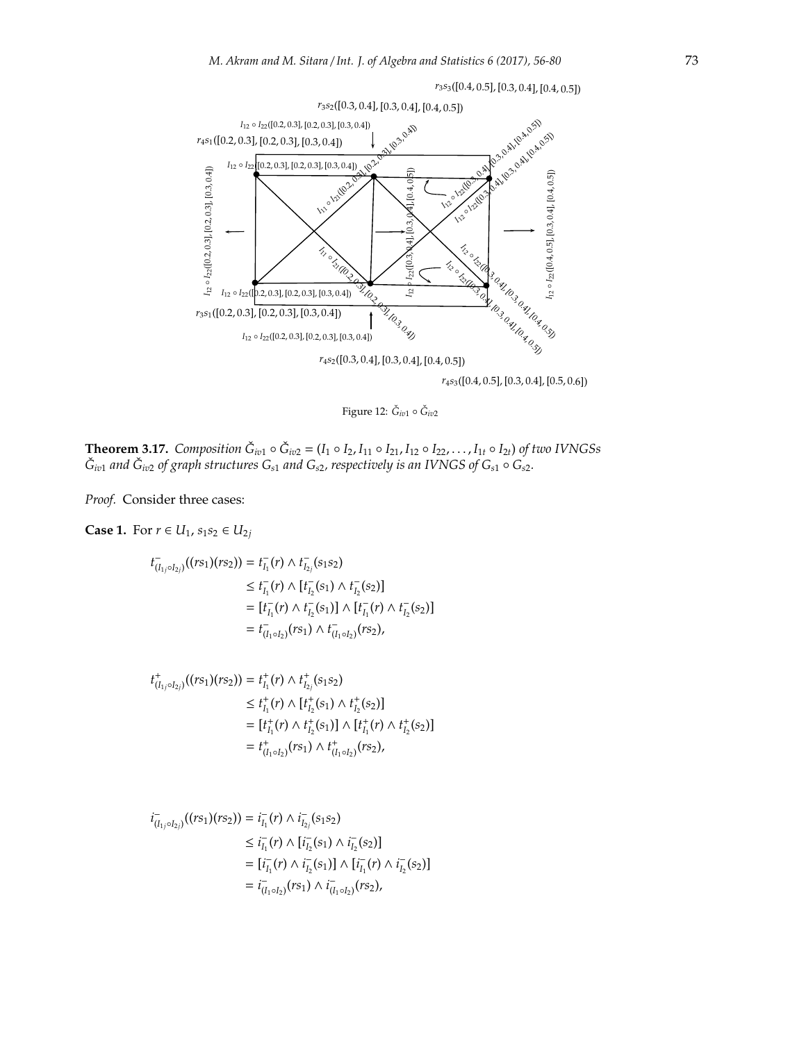Figure 12: $\check{G}_{iv1} \circ \check{G}_{iv2}$

**Theorem 3.17.** *Composition $\check{G}_{iv1} \circ \check{G}_{iv2} = (I_1 \circ I_2, I_{11} \circ I_{21}, I_{12} \circ I_{22}, \ldots, I_{1t} \circ I_{2t})$ of two IVNGSs $\check{G}_{iv1}$ and $\check{G}_{iv2}$ of graph structures $G_{s1}$ and $G_{s2}$, respectively is an IVNGS of $G_{s1} \circ G_{s2}$.*

*Proof.* Consider three cases:

**Case 1.** For $r \in U_1$, $s_1 s_2 \in U_{2j}$

$$\begin{aligned}
t^-_{(I_{1j} \circ I_{2j})}((rs_1)(rs_2)) &= t^-_{I_1}(r) \wedge t^-_{I_{2j}}(s_1 s_2) \\
&\leq t^-_{I_1}(r) \wedge [t^-_{I_2}(s_1) \wedge t^-_{I_2}(s_2)] \\
&= [t^-_{I_1}(r) \wedge t^-_{I_2}(s_1)] \wedge [t^-_{I_1}(r) \wedge t^-_{I_2}(s_2)] \\
&= t^-_{(I_1 \circ I_2)}(rs_1) \wedge t^-_{(I_1 \circ I_2)}(rs_2),
\end{aligned}$$

$$\begin{aligned}
t^+_{(I_{1j} \circ I_{2j})}((rs_1)(rs_2)) &= t^+_{I_1}(r) \wedge t^+_{I_{2j}}(s_1 s_2) \\
&\leq t^+_{I_1}(r) \wedge [t^+_{I_2}(s_1) \wedge t^+_{I_2}(s_2)] \\
&= [t^+_{I_1}(r) \wedge t^+_{I_2}(s_1)] \wedge [t^+_{I_1}(r) \wedge t^+_{I_2}(s_2)] \\
&= t^+_{(I_1 \circ I_2)}(rs_1) \wedge t^+_{(I_1 \circ I_2)}(rs_2),
\end{aligned}$$

$$\begin{aligned}
i^-_{(I_{1j} \circ I_{2j})}((rs_1)(rs_2)) &= i^-_{I_1}(r) \wedge i^-_{I_{2j}}(s_1 s_2) \\
&\leq i^-_{I_1}(r) \wedge [i^-_{I_2}(s_1) \wedge i^-_{I_2}(s_2)] \\
&= [i^-_{I_1}(r) \wedge i^-_{I_2}(s_1)] \wedge [i^-_{I_1}(r) \wedge i^-_{I_2}(s_2)] \\
&= i^-_{(I_1 \circ I_2)}(rs_1) \wedge i^-_{(I_1 \circ I_2)}(rs_2),
\end{aligned}$$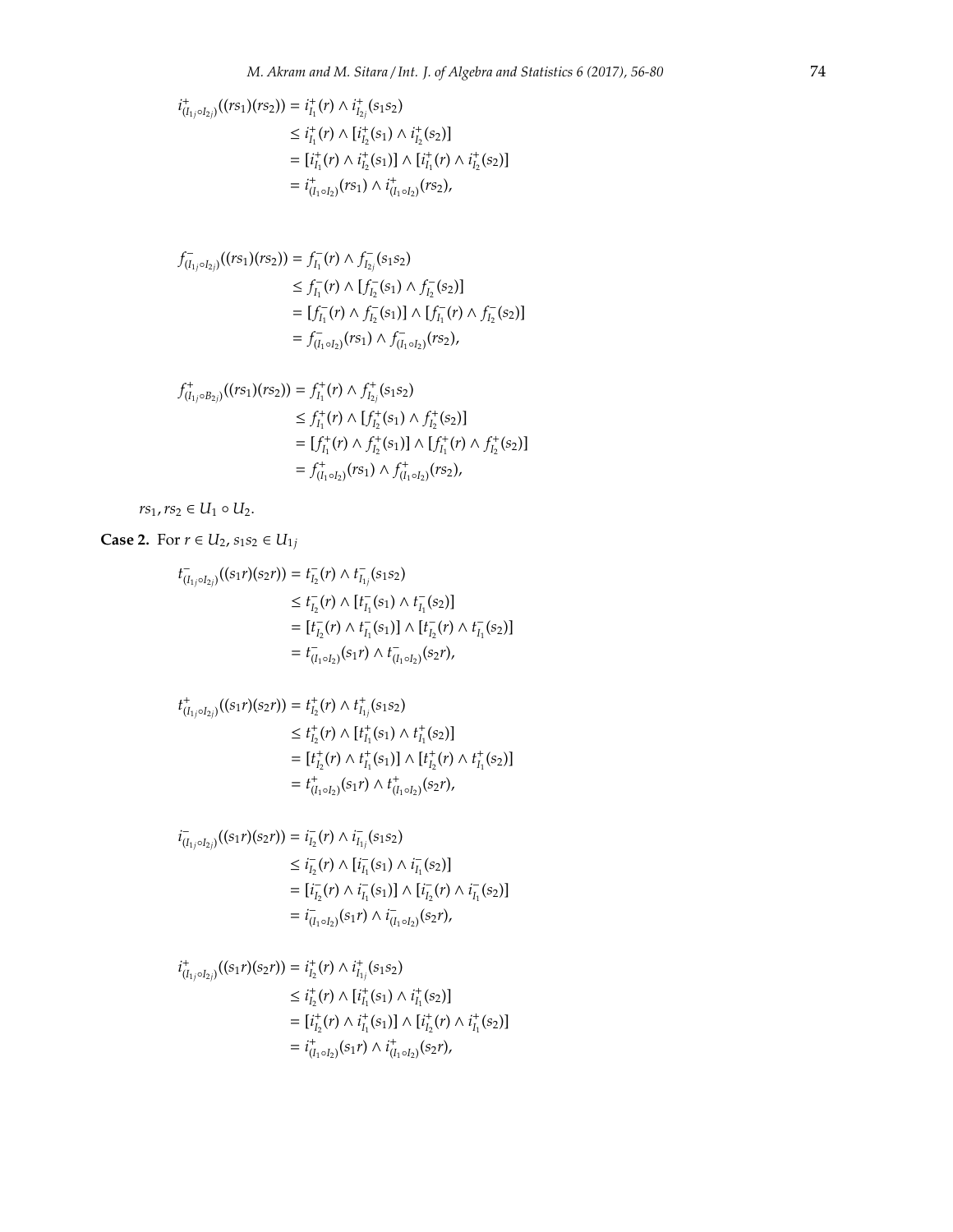$$
\begin{aligned}
i^{+}_{(I_{1j}\circ I_{2j})}((rs_1)(rs_2)) &= i^{+}_{I_1}(r) \wedge i^{+}_{I_{2j}}(s_1s_2) \\
&\leq i^{+}_{I_1}(r) \wedge [i^{+}_{I_2}(s_1) \wedge i^{+}_{I_2}(s_2)] \\
&= [i^{+}_{I_1}(r) \wedge i^{+}_{I_2}(s_1)] \wedge [i^{+}_{I_1}(r) \wedge i^{+}_{I_2}(s_2)] \\
&= i^{+}_{(I_1\circ I_2)}(rs_1) \wedge i^{+}_{(I_1\circ I_2)}(rs_2),
\end{aligned}
$$

$$
\begin{aligned}
f^{-}_{(I_{1j}\circ I_{2j})}((rs_1)(rs_2)) &= f^{-}_{I_1}(r) \wedge f^{-}_{I_{2j}}(s_1s_2) \\
&\leq f^{-}_{I_1}(r) \wedge [f^{-}_{I_2}(s_1) \wedge f^{-}_{I_2}(s_2)] \\
&= [f^{-}_{I_1}(r) \wedge f^{-}_{I_2}(s_1)] \wedge [f^{-}_{I_1}(r) \wedge f^{-}_{I_2}(s_2)] \\
&= f^{-}_{(I_1\circ I_2)}(rs_1) \wedge f^{-}_{(I_1\circ I_2)}(rs_2),
\end{aligned}
$$

$$
\begin{aligned}
f^{+}_{(I_{1j}\circ B_{2j})}((rs_1)(rs_2)) &= f^{+}_{I_1}(r) \wedge f^{+}_{I_{2j}}(s_1s_2) \\
&\leq f^{+}_{I_1}(r) \wedge [f^{+}_{I_2}(s_1) \wedge f^{+}_{I_2}(s_2)] \\
&= [f^{+}_{I_1}(r) \wedge f^{+}_{I_2}(s_1)] \wedge [f^{+}_{I_1}(r) \wedge f^{+}_{I_2}(s_2)] \\
&= f^{+}_{(I_1\circ I_2)}(rs_1) \wedge f^{+}_{(I_1\circ I_2)}(rs_2),
\end{aligned}
$$

$rs_1, rs_2 \in U_1 \circ U_2$.

**Case 2.** For $r \in U_2$, $s_1s_2 \in U_{1j}$

$$
\begin{aligned}
t^{-}_{(I_{1j}\circ I_{2j})}((s_1r)(s_2r)) &= t^{-}_{I_2}(r) \wedge t^{-}_{I_{1j}}(s_1s_2) \\
&\leq t^{-}_{I_2}(r) \wedge [t^{-}_{I_1}(s_1) \wedge t^{-}_{I_1}(s_2)] \\
&= [t^{-}_{I_2}(r) \wedge t^{-}_{I_1}(s_1)] \wedge [t^{-}_{I_2}(r) \wedge t^{-}_{I_1}(s_2)] \\
&= t^{-}_{(I_1\circ I_2)}(s_1r) \wedge t^{-}_{(I_1\circ I_2)}(s_2r),
\end{aligned}
$$

$$
\begin{aligned}
t^{+}_{(I_{1j}\circ I_{2j})}((s_1r)(s_2r)) &= t^{+}_{I_2}(r) \wedge t^{+}_{I_{1j}}(s_1s_2) \\
&\leq t^{+}_{I_2}(r) \wedge [t^{+}_{I_1}(s_1) \wedge t^{+}_{I_1}(s_2)] \\
&= [t^{+}_{I_2}(r) \wedge t^{+}_{I_1}(s_1)] \wedge [t^{+}_{I_2}(r) \wedge t^{+}_{I_1}(s_2)] \\
&= t^{+}_{(I_1\circ I_2)}(s_1r) \wedge t^{+}_{(I_1\circ I_2)}(s_2r),
\end{aligned}
$$

$$
\begin{aligned}
i^{-}_{(I_{1j}\circ I_{2j})}((s_1r)(s_2r)) &= i^{-}_{I_2}(r) \wedge i^{-}_{I_{1j}}(s_1s_2) \\
&\leq i^{-}_{I_2}(r) \wedge [i^{-}_{I_1}(s_1) \wedge i^{-}_{I_1}(s_2)] \\
&= [i^{-}_{I_2}(r) \wedge i^{-}_{I_1}(s_1)] \wedge [i^{-}_{I_2}(r) \wedge i^{-}_{I_1}(s_2)] \\
&= i^{-}_{(I_1\circ I_2)}(s_1r) \wedge i^{-}_{(I_1\circ I_2)}(s_2r),
\end{aligned}
$$

$$
\begin{aligned}
i^{+}_{(I_{1j}\circ I_{2j})}((s_1r)(s_2r)) &= i^{+}_{I_2}(r) \wedge i^{+}_{I_{1j}}(s_1s_2) \\
&\leq i^{+}_{I_2}(r) \wedge [i^{+}_{I_1}(s_1) \wedge i^{+}_{I_1}(s_2)] \\
&= [i^{+}_{I_2}(r) \wedge i^{+}_{I_1}(s_1)] \wedge [i^{+}_{I_2}(r) \wedge i^{+}_{I_1}(s_2)] \\
&= i^{+}_{(I_1\circ I_2)}(s_1r) \wedge i^{+}_{(I_1\circ I_2)}(s_2r),
\end{aligned}
$$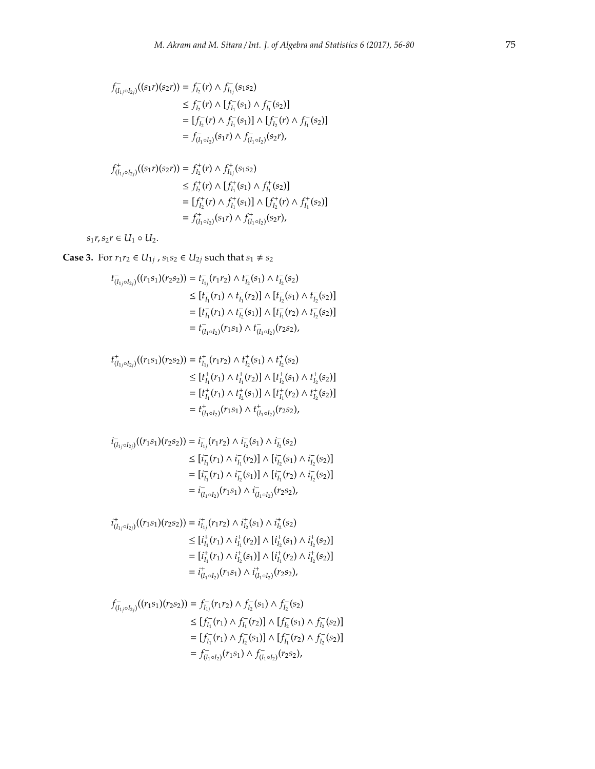$$
\begin{aligned}
f^-_{(I_{1j}\circ I_{2j})}((s_1r)(s_2r)) &= f^-_{I_2}(r) \wedge f^-_{I_{1j}}(s_1s_2) \\
&\leq f^-_{I_2}(r) \wedge [f^-_{I_1}(s_1) \wedge f^-_{I_1}(s_2)] \\
&= [f^-_{I_2}(r) \wedge f^-_{I_1}(s_1)] \wedge [f^-_{I_2}(r) \wedge f^-_{I_1}(s_2)] \\
&= f^-_{(I_1\circ I_2)}(s_1r) \wedge f^-_{(I_1\circ I_2)}(s_2r),
\end{aligned}
$$

$$
\begin{aligned}
f^+_{(I_{1j}\circ I_{2j})}((s_1r)(s_2r)) &= f^+_{I_2}(r) \wedge f^+_{I_{1j}}(s_1s_2) \\
&\leq f^+_{I_2}(r) \wedge [f^+_{I_1}(s_1) \wedge f^+_{I_1}(s_2)] \\
&= [f^+_{I_2}(r) \wedge f^+_{I_1}(s_1)] \wedge [f^+_{I_2}(r) \wedge f^+_{I_1}(s_2)] \\
&= f^+_{(I_1\circ I_2)}(s_1r) \wedge f^+_{(I_1\circ I_2)}(s_2r),
\end{aligned}
$$

$s_1r, s_2r \in U_1 \circ U_2$.

**Case 3.** For $r_1r_2 \in U_{1j}$ , $s_1s_2 \in U_{2j}$ such that $s_1 \neq s_2$

$$
\begin{aligned}
t^-_{(I_{1j}\circ I_{2j})}((r_1s_1)(r_2s_2)) &= t^-_{I_{1j}}(r_1r_2) \wedge t^-_{I_2}(s_1) \wedge t^-_{I_2}(s_2) \\
&\leq [t^-_{I_1}(r_1) \wedge t^-_{I_1}(r_2)] \wedge [t^-_{I_2}(s_1) \wedge t^-_{I_2}(s_2)] \\
&= [t^-_{I_1}(r_1) \wedge t^-_{I_2}(s_1)] \wedge [t^-_{I_1}(r_2) \wedge t^-_{I_2}(s_2)] \\
&= t^-_{(I_1\circ I_2)}(r_1s_1) \wedge t^-_{(I_1\circ I_2)}(r_2s_2),
\end{aligned}
$$

$$
\begin{aligned}
t^+_{(I_{1j}\circ I_{2j})}((r_1s_1)(r_2s_2)) &= t^+_{I_{1j}}(r_1r_2) \wedge t^+_{I_2}(s_1) \wedge t^+_{I_2}(s_2) \\
&\leq [t^+_{I_1}(r_1) \wedge t^+_{I_1}(r_2)] \wedge [t^+_{I_2}(s_1) \wedge t^+_{I_2}(s_2)] \\
&= [t^+_{I_1}(r_1) \wedge t^+_{I_2}(s_1)] \wedge [t^+_{I_1}(r_2) \wedge t^+_{I_2}(s_2)] \\
&= t^+_{(I_1\circ I_2)}(r_1s_1) \wedge t^+_{(I_1\circ I_2)}(r_2s_2),
\end{aligned}
$$

$$
\begin{aligned}
i^-_{(I_{1j}\circ I_{2j})}((r_1s_1)(r_2s_2)) &= i^-_{I_{1j}}(r_1r_2) \wedge i^-_{I_2}(s_1) \wedge i^-_{I_2}(s_2) \\
&\leq [i^-_{I_1}(r_1) \wedge i^-_{I_1}(r_2)] \wedge [i^-_{I_2}(s_1) \wedge i^-_{I_2}(s_2)] \\
&= [i^-_{I_1}(r_1) \wedge i^-_{I_2}(s_1)] \wedge [i^-_{I_1}(r_2) \wedge i^-_{I_2}(s_2)] \\
&= i^-_{(I_1\circ I_2)}(r_1s_1) \wedge i^-_{(I_1\circ I_2)}(r_2s_2),
\end{aligned}
$$

$$
\begin{aligned}
i^+_{(I_{1j}\circ I_{2j})}((r_1s_1)(r_2s_2)) &= i^+_{I_{1j}}(r_1r_2) \wedge i^+_{I_2}(s_1) \wedge i^+_{I_2}(s_2) \\
&\leq [i^+_{I_1}(r_1) \wedge i^+_{I_1}(r_2)] \wedge [i^+_{I_2}(s_1) \wedge i^+_{I_2}(s_2)] \\
&= [i^+_{I_1}(r_1) \wedge i^+_{I_2}(s_1)] \wedge [i^+_{I_1}(r_2) \wedge i^+_{I_2}(s_2)] \\
&= i^+_{(I_1\circ I_2)}(r_1s_1) \wedge i^+_{(I_1\circ I_2)}(r_2s_2),
\end{aligned}
$$

$$
\begin{aligned}
f^-_{(I_{1j}\circ I_{2j})}((r_1s_1)(r_2s_2)) &= f^-_{I_{1j}}(r_1r_2) \wedge f^-_{I_2}(s_1) \wedge f^-_{I_2}(s_2) \\
&\leq [f^-_{I_1}(r_1) \wedge f^-_{I_1}(r_2)] \wedge [f^-_{I_2}(s_1) \wedge f^-_{I_2}(s_2)] \\
&= [f^-_{I_1}(r_1) \wedge f^-_{I_2}(s_1)] \wedge [f^-_{I_1}(r_2) \wedge f^-_{I_2}(s_2)] \\
&= f^-_{(I_1\circ I_2)}(r_1s_1) \wedge f^-_{(I_1\circ I_2)}(r_2s_2),
\end{aligned}
$$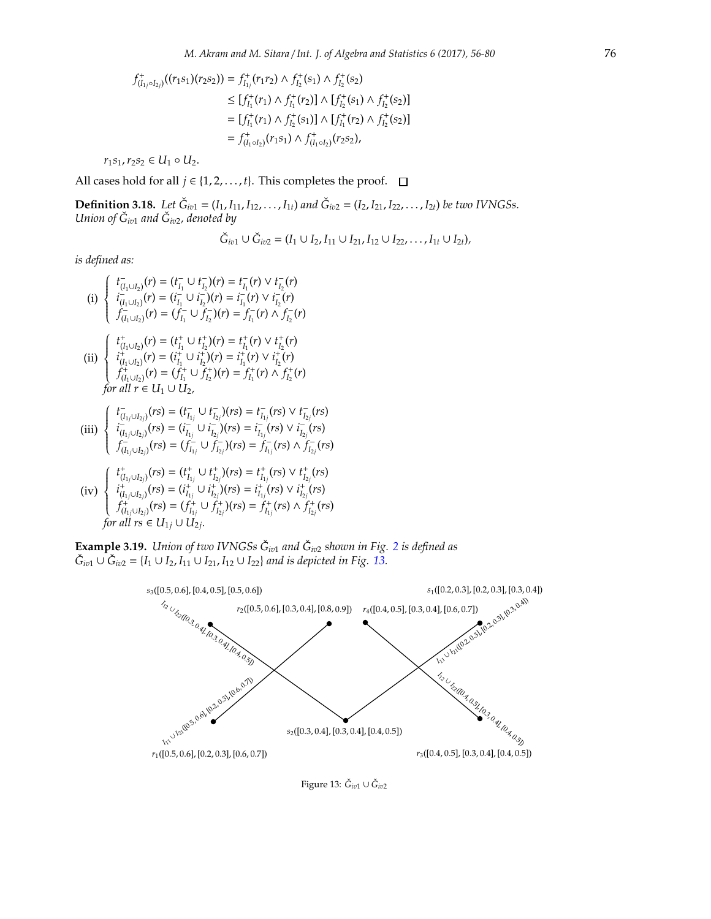$$
\begin{aligned}
f^{+}_{(I_{1j}\circ I_{2j})}((r_1s_1)(r_2s_2)) &= f^{+}_{I_{1j}}(r_1r_2) \wedge f^{+}_{I_2}(s_1) \wedge f^{+}_{I_2}(s_2) \\
&\leq [f^{+}_{I_1}(r_1) \wedge f^{+}_{I_1}(r_2)] \wedge [f^{+}_{I_2}(s_1) \wedge f^{+}_{I_2}(s_2)] \\
&= [f^{+}_{I_1}(r_1) \wedge f^{+}_{I_2}(s_1)] \wedge [f^{+}_{I_1}(r_2) \wedge f^{+}_{I_2}(s_2)] \\
&= f^{+}_{(I_1\circ I_2)}(r_1s_1) \wedge f^{+}_{(I_1\circ I_2)}(r_2s_2),
\end{aligned}
$$

$r_1s_1, r_2s_2 \in U_1 \circ U_2$.

All cases hold for all $j \in \{1, 2, \ldots, t\}$. This completes the proof. □

**Definition 3.18.** *Let $\check{G}_{iv1} = (I_1, I_{11}, I_{12}, \ldots, I_{1t})$ and $\check{G}_{iv2} = (I_2, I_{21}, I_{22}, \ldots, I_{2t})$ be two IVNGSs. Union of $\check{G}_{iv1}$ and $\check{G}_{iv2}$, denoted by*

$$\check{G}_{iv1} \cup \check{G}_{iv2} = (I_1 \cup I_2, I_{11} \cup I_{21}, I_{12} \cup I_{22}, \ldots, I_{1t} \cup I_{2t}),$$

*is defined as:*

(i) $\begin{cases} t^{-}_{(I_1\cup I_2)}(r) = (t^{-}_{I_1} \cup t^{-}_{I_2})(r) = t^{-}_{I_1}(r) \vee t^{-}_{I_2}(r) \\ i^{-}_{(I_1\cup I_2)}(r) = (i^{-}_{I_1} \cup i^{-}_{I_2})(r) = i^{-}_{I_1}(r) \vee i^{-}_{I_2}(r) \\ f^{-}_{(I_1\cup I_2)}(r) = (f^{-}_{I_1} \cup f^{-}_{I_2})(r) = f^{-}_{I_1}(r) \wedge f^{-}_{I_2}(r) \end{cases}$

(ii) $\begin{cases} t^{+}_{(I_1\cup I_2)}(r) = (t^{+}_{I_1} \cup t^{+}_{I_2})(r) = t^{+}_{I_1}(r) \vee t^{+}_{I_2}(r) \\ i^{+}_{(I_1\cup I_2)}(r) = (i^{+}_{I_1} \cup i^{+}_{I_2})(r) = i^{+}_{I_1}(r) \vee i^{+}_{I_2}(r) \\ f^{+}_{(I_1\cup I_2)}(r) = (f^{+}_{I_1} \cup f^{+}_{I_2})(r) = f^{+}_{I_1}(r) \wedge f^{+}_{I_2}(r) \end{cases}$

*for all $r \in U_1 \cup U_2$,*

(iii) $\begin{cases} t^{-}_{(I_{1j}\cup I_{2j})}(rs) = (t^{-}_{I_{1j}} \cup t^{-}_{I_{2j}})(rs) = t^{-}_{I_{1j}}(rs) \vee t^{-}_{I_{2j}}(rs) \\ i^{-}_{(I_{1j}\cup I_{2j})}(rs) = (i^{-}_{I_{1j}} \cup i^{-}_{I_{2j}})(rs) = i^{-}_{I_{1j}}(rs) \vee i^{-}_{I_{2j}}(rs) \\ f^{-}_{(I_{1j}\cup I_{2j})}(rs) = (f^{-}_{I_{1j}} \cup f^{-}_{I_{2j}})(rs) = f^{-}_{I_{1j}}(rs) \wedge f^{-}_{I_{2j}}(rs) \end{cases}$

(iv) $\begin{cases} t^{+}_{(I_{1j}\cup I_{2j})}(rs) = (t^{+}_{I_{1j}} \cup t^{+}_{I_{2j}})(rs) = t^{+}_{I_{1j}}(rs) \vee t^{+}_{I_{2j}}(rs) \\ i^{+}_{(I_{1j}\cup I_{2j})}(rs) = (i^{+}_{I_{1j}} \cup i^{+}_{I_{2j}})(rs) = i^{+}_{I_{1j}}(rs) \vee i^{+}_{I_{2j}}(rs) \\ f^{+}_{(I_{1j}\cup I_{2j})}(rs) = (f^{+}_{I_{1j}} \cup f^{+}_{I_{2j}})(rs) = f^{+}_{I_{1j}}(rs) \wedge f^{+}_{I_{2j}}(rs) \end{cases}$

*for all $rs \in U_{1j} \cup U_{2j}$.*

**Example 3.19.** *Union of two IVNGSs $\check{G}_{iv1}$ and $\check{G}_{iv2}$ shown in Fig. 2 is defined as $\check{G}_{iv1} \cup \check{G}_{iv2} = \{I_1 \cup I_2, I_{11} \cup I_{21}, I_{12} \cup I_{22}\}$ and is depicted in Fig. 13.*

$s_3$([0.5, 0.6], [0.4, 0.5], [0.5, 0.6]) $r_2$([0.5, 0.6], [0.3, 0.4], [0.8, 0.9]) $r_4$([0.4, 0.5], [0.3, 0.4], [0.6, 0.7]) $s_1$([0.2, 0.3], [0.2, 0.3], [0.3, 0.4])

$I_{12} \cup I_{22}$([0.3, 0.4], [0.3, 0.4], [0.4, 0.5]) $I_{11} \cup I_{21}$([0.2, 0.3], [0.2, 0.3], [0.3, 0.4])

$I_{12} \cup I_{22}$([0.4, 0.5], [0.3, 0.4], [0.4, 0.5]) $I_{11} \cup I_{21}$([0.5, 0.6], [0.2, 0.3], [0.6, 0.7])

$s_2$([0.3, 0.4], [0.3, 0.4], [0.4, 0.5])

$r_1$([0.5, 0.6], [0.2, 0.3], [0.6, 0.7]) $r_3$([0.4, 0.5], [0.3, 0.4], [0.4, 0.5])

Figure 13: $\check{G}_{iv1} \cup \check{G}_{iv2}$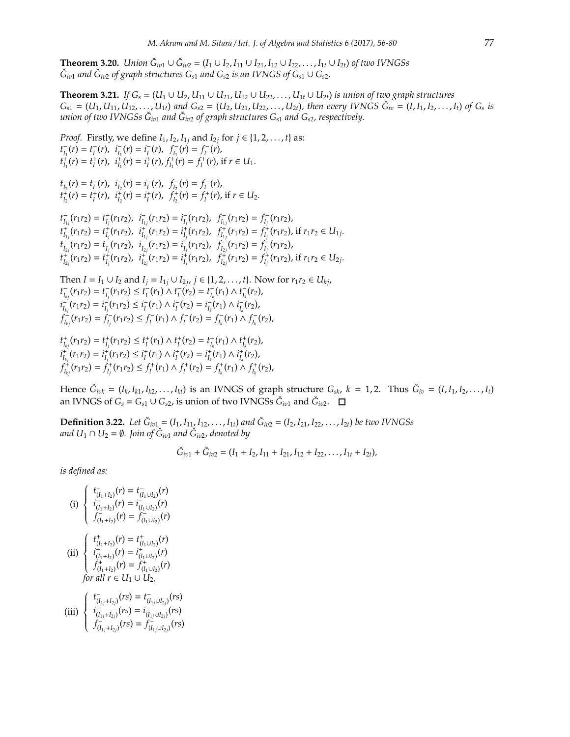**Theorem 3.20.** *Union $\check{G}_{iv1} \cup \check{G}_{iv2} = (I_1 \cup I_2, I_{11} \cup I_{21}, I_{12} \cup I_{22}, \ldots, I_{1t} \cup I_{2t})$ of two IVNGSs $\check{G}_{iv1}$ and $\check{G}_{iv2}$ of graph structures $G_{s1}$ and $G_{s2}$ is an IVNGS of $G_{s1} \cup G_{s2}$.*

**Theorem 3.21.** *If $G_s = (U_1 \cup U_2, U_{11} \cup U_{21}, U_{12} \cup U_{22}, \ldots, U_{1t} \cup U_{2t})$ is union of two graph structures $G_{s1} = (U_1, U_{11}, U_{12}, \ldots, U_{1t})$ and $G_{s2} = (U_2, U_{21}, U_{22}, \ldots, U_{2t})$, then every IVNGS $\check{G}_{iv} = (I, I_1, I_2, \ldots, I_t)$ of $G_s$ is union of two IVNGSs $\check{G}_{iv1}$ and $\check{G}_{iv2}$ of graph structures $G_{s1}$ and $G_{s2}$, respectively.*

*Proof.* Firstly, we define $I_1, I_2, I_{1j}$ and $I_{2j}$ for $j \in \{1, 2, \ldots, t\}$ as:
$t^-_{I_1}(r) = t^-_I(r)$, $i^-_{I_1}(r) = i^-_I(r)$, $f^-_{I_1}(r) = f^-_I(r)$,
$t^+_{I_1}(r) = t^+_I(r)$, $i^+_{I_1}(r) = i^+_I(r)$, $f^+_{I_1}(r) = f^+_I(r)$, if $r \in U_1$.

$t^-_{I_2}(r) = t^-_I(r)$, $i^-_{I_2}(r) = i^-_I(r)$, $f^-_{I_2}(r) = f^-_I(r)$,
$t^+_{I_2}(r) = t^+_I(r)$, $i^+_{I_2}(r) = i^+_I(r)$, $f^+_{I_2}(r) = f^+_I(r)$, if $r \in U_2$.

$t^-_{I_{1j}}(r_1r_2) = t^-_{I_j}(r_1r_2)$, $i^-_{I_{1j}}(r_1r_2) = i^-_{I_j}(r_1r_2)$, $f^-_{I_{1j}}(r_1r_2) = f^-_{I_j}(r_1r_2)$,
$t^+_{I_{1j}}(r_1r_2) = t^+_{I_j}(r_1r_2)$, $i^+_{I_{1j}}(r_1r_2) = i^+_{I_j}(r_1r_2)$, $f^+_{I_{1j}}(r_1r_2) = f^+_{I_j}(r_1r_2)$, if $r_1r_2 \in U_{1j}$.
$t^-_{I_{2j}}(r_1r_2) = t^-_{I_j}(r_1r_2)$, $i^-_{I_{2j}}(r_1r_2) = i^-_{I_j}(r_1r_2)$, $f^-_{I_{2j}}(r_1r_2) = f^-_{I_j}(r_1r_2)$,
$t^+_{I_{2j}}(r_1r_2) = t^+_{I_j}(r_1r_2)$, $i^+_{I_{2j}}(r_1r_2) = i^+_{I_j}(r_1r_2)$, $f^+_{I_{2j}}(r_1r_2) = f^+_{I_j}(r_1r_2)$, if $r_1r_2 \in U_{2j}$.

Then $I = I_1 \cup I_2$ and $I_j = I_{1j} \cup I_{2j}$, $j \in \{1, 2, \ldots, t\}$. Now for $r_1r_2 \in U_{kj}$,
$t^-_{I_{kj}}(r_1r_2) = t^-_{I_j}(r_1r_2) \le t^-_I(r_1) \wedge t^-_I(r_2) = t^-_{I_k}(r_1) \wedge t^-_{I_k}(r_2)$,
$i^-_{I_{kj}}(r_1r_2) = i^-_{I_j}(r_1r_2) \le i^-_I(r_1) \wedge i^-_I(r_2) = i^-_{I_k}(r_1) \wedge i^-_{I_k}(r_2)$,
$f^-_{I_{kj}}(r_1r_2) = f^-_{I_j}(r_1r_2) \le f^-_I(r_1) \wedge f^-_I(r_2) = f^-_{I_k}(r_1) \wedge f^-_{I_k}(r_2)$,

$t^+_{I_{kj}}(r_1r_2) = t^+_{I_j}(r_1r_2) \le t^+_I(r_1) \wedge t^+_I(r_2) = t^+_{I_k}(r_1) \wedge t^+_{I_k}(r_2)$,
$i^+_{I_{kj}}(r_1r_2) = i^+_{I_j}(r_1r_2) \le i^+_I(r_1) \wedge i^+_I(r_2) = i^+_{I_k}(r_1) \wedge i^+_{I_k}(r_2)$,
$f^+_{I_{kj}}(r_1r_2) = f^+_{I_j}(r_1r_2) \le f^+_I(r_1) \wedge f^+_I(r_2) = f^+_{I_k}(r_1) \wedge f^+_{I_k}(r_2)$,

Hence $\check{G}_{ivk} = (I_k, I_{k1}, I_{k2}, \ldots, I_{kt})$ is an IVNGS of graph structure $G_{sk}$, $k = 1, 2$. Thus $\check{G}_{iv} = (I, I_1, I_2, \ldots, I_t)$ an IVNGS of $G_s = G_{s1} \cup G_{s2}$, is union of two IVNGSs $\check{G}_{iv1}$ and $\check{G}_{iv2}$. □

**Definition 3.22.** *Let $\check{G}_{iv1} = (I_1, I_{11}, I_{12}, \ldots, I_{1t})$ and $\check{G}_{iv2} = (I_2, I_{21}, I_{22}, \ldots, I_{2t})$ be two IVNGSs and $U_1 \cap U_2 = \emptyset$. Join of $\check{G}_{iv1}$ and $\check{G}_{iv2}$, denoted by*

$$\check{G}_{iv1} + \check{G}_{iv2} = (I_1 + I_2, I_{11} + I_{21}, I_{12} + I_{22}, \ldots, I_{1t} + I_{2t}),$$

*is defined as:*

$$\text{(i)} \begin{cases} t^-_{(I_1+I_2)}(r) = t^-_{(I_1 \cup I_2)}(r) \\ i^-_{(I_1+I_2)}(r) = i^-_{(I_1 \cup I_2)}(r) \\ f^-_{(I_1+I_2)}(r) = f^-_{(I_1 \cup I_2)}(r) \end{cases}$$

$$\text{(ii)} \begin{cases} t^+_{(I_1+I_2)}(r) = t^+_{(I_1 \cup I_2)}(r) \\ i^+_{(I_1+I_2)}(r) = i^+_{(I_1 \cup I_2)}(r) \\ f^+_{(I_1+I_2)}(r) = f^+_{(I_1 \cup I_2)}(r) \end{cases}$$
*for all $r \in U_1 \cup U_2$,*

$$\text{(iii)} \begin{cases} t^-_{(I_{1j}+I_{2j})}(rs) = t^-_{(I_{1j} \cup I_{2j})}(rs) \\ i^-_{(I_{1j}+I_{2j})}(rs) = i^-_{(I_{1j} \cup I_{2j})}(rs) \\ f^-_{(I_{1j}+I_{2j})}(rs) = f^-_{(I_{1j} \cup I_{2j})}(rs) \end{cases}$$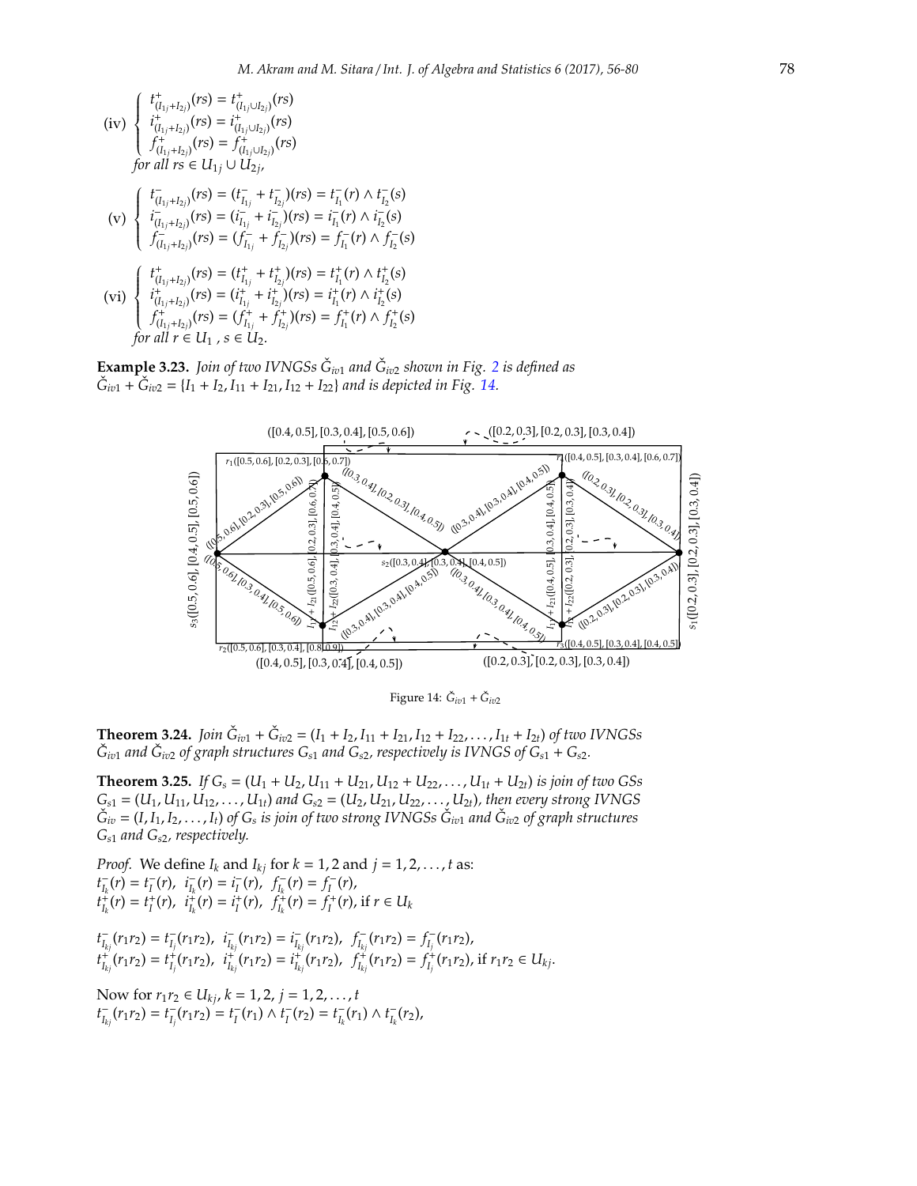(iv) $\begin{cases} t^{+}_{(I_{1j}+I_{2j})}(rs) = t^{+}_{(I_{1j}\cup I_{2j})}(rs) \\ i^{+}_{(I_{1j}+I_{2j})}(rs) = i^{+}_{(I_{1j}\cup I_{2j})}(rs) \\ f^{+}_{(I_{1j}+I_{2j})}(rs) = f^{+}_{(I_{1j}\cup I_{2j})}(rs) \end{cases}$

*for all* $rs \in U_{1j} \cup U_{2j}$,

(v) $\begin{cases} t^{-}_{(I_{1j}+I_{2j})}(rs) = (t^{-}_{I_{1j}} + t^{-}_{I_{2j}})(rs) = t^{-}_{I_1}(r) \wedge t^{-}_{I_2}(s) \\ i^{-}_{(I_{1j}+I_{2j})}(rs) = (i^{-}_{I_{1j}} + i^{-}_{I_{2j}})(rs) = i^{-}_{I_1}(r) \wedge i^{-}_{I_2}(s) \\ f^{-}_{(I_{1j}+I_{2j})}(rs) = (f^{-}_{I_{1j}} + f^{-}_{I_{2j}})(rs) = f^{-}_{I_1}(r) \wedge f^{-}_{I_2}(s) \end{cases}$

(vi) $\begin{cases} t^{+}_{(I_{1j}+I_{2j})}(rs) = (t^{+}_{I_{1j}} + t^{+}_{I_{2j}})(rs) = t^{+}_{I_1}(r) \wedge t^{+}_{I_2}(s) \\ i^{+}_{(I_{1j}+I_{2j})}(rs) = (i^{+}_{I_{1j}} + i^{+}_{I_{2j}})(rs) = i^{+}_{I_1}(r) \wedge i^{+}_{I_2}(s) \\ f^{+}_{(I_{1j}+I_{2j})}(rs) = (f^{+}_{I_{1j}} + f^{+}_{I_{2j}})(rs) = f^{+}_{I_1}(r) \wedge f^{+}_{I_2}(s) \end{cases}$

*for all* $r \in U_1$, $s \in U_2$.

**Example 3.23.** *Join of two IVNGSs $\check{G}_{iv1}$ and $\check{G}_{iv2}$ shown in Fig. 2 is defined as $\check{G}_{iv1} + \check{G}_{iv2} = \{I_1 + I_2, I_{11} + I_{21}, I_{12} + I_{22}\}$ and is depicted in Fig. 14.*

Figure 14: $\check{G}_{iv1} + \check{G}_{iv2}$

**Theorem 3.24.** *Join $\check{G}_{iv1} + \check{G}_{iv2} = (I_1 + I_2, I_{11} + I_{21}, I_{12} + I_{22}, \ldots, I_{1t} + I_{2t})$ of two IVNGSs $\check{G}_{iv1}$ and $\check{G}_{iv2}$ of graph structures $G_{s1}$ and $G_{s2}$, respectively is IVNGS of $G_{s1} + G_{s2}$.*

**Theorem 3.25.** *If $G_s = (U_1 + U_2, U_{11} + U_{21}, U_{12} + U_{22}, \ldots, U_{1t} + U_{2t})$ is join of two GSs $G_{s1} = (U_1, U_{11}, U_{12}, \ldots, U_{1t})$ and $G_{s2} = (U_2, U_{21}, U_{22}, \ldots, U_{2t})$, then every strong IVNGS $\check{G}_{iv} = (I, I_1, I_2, \ldots, I_t)$ of $G_s$ is join of two strong IVNGSs $\check{G}_{iv1}$ and $\check{G}_{iv2}$ of graph structures $G_{s1}$ and $G_{s2}$, respectively.*

*Proof.* We define $I_k$ and $I_{kj}$ for $k = 1, 2$ and $j = 1, 2, \ldots, t$ as:

$t^{-}_{I_k}(r) = t^{-}_{I}(r)$, $i^{-}_{I_k}(r) = i^{-}_{I}(r)$, $f^{-}_{I_k}(r) = f^{-}_{I}(r)$,
$t^{+}_{I_k}(r) = t^{+}_{I}(r)$, $i^{+}_{I_k}(r) = i^{+}_{I}(r)$, $f^{+}_{I_k}(r) = f^{+}_{I}(r)$, if $r \in U_k$

$t^{-}_{I_{kj}}(r_1r_2) = t^{-}_{I_j}(r_1r_2)$, $i^{-}_{I_{kj}}(r_1r_2) = i^{-}_{I_{kj}}(r_1r_2)$, $f^{-}_{I_{kj}}(r_1r_2) = f^{-}_{I_j}(r_1r_2)$,
$t^{+}_{I_{kj}}(r_1r_2) = t^{+}_{I_j}(r_1r_2)$, $i^{+}_{I_{kj}}(r_1r_2) = i^{+}_{I_{kj}}(r_1r_2)$, $f^{+}_{I_{kj}}(r_1r_2) = f^{+}_{I_j}(r_1r_2)$, if $r_1r_2 \in U_{kj}$.

Now for $r_1r_2 \in U_{kj}$, $k = 1, 2$, $j = 1, 2, \ldots, t$
$t^{-}_{I_{kj}}(r_1r_2) = t^{-}_{I_j}(r_1r_2) = t^{-}_{I}(r_1) \wedge t^{-}_{I}(r_2) = t^{-}_{I_k}(r_1) \wedge t^{-}_{I_k}(r_2)$,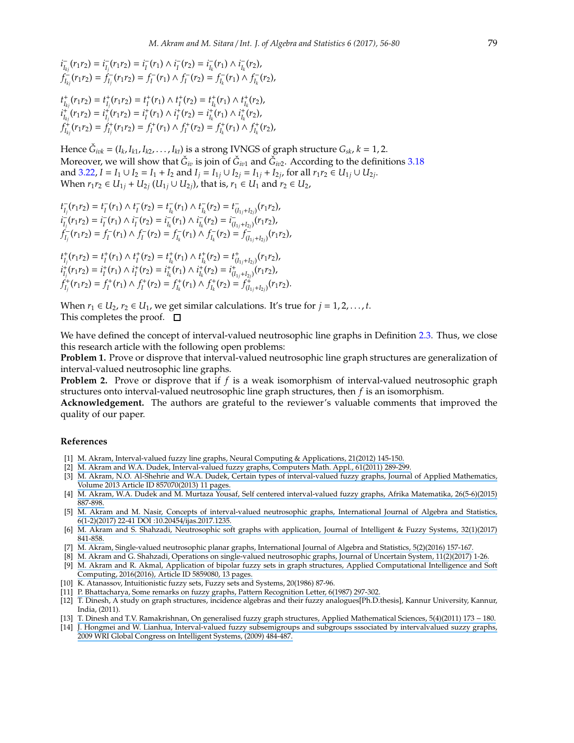$$i^-_{I_{kj}}(r_1r_2) = i^-_{I_j}(r_1r_2) = i^-_I(r_1) \wedge i^-_I(r_2) = i^-_{I_k}(r_1) \wedge i^-_{I_k}(r_2),$$
$$f^-_{I_{kj}}(r_1r_2) = f^-_{I_j}(r_1r_2) = f^-_I(r_1) \wedge f^-_I(r_2) = f^-_{I_k}(r_1) \wedge f^-_{I_k}(r_2),$$

$$t^+_{I_{kj}}(r_1r_2) = t^+_{I_j}(r_1r_2) = t^+_I(r_1) \wedge t^+_I(r_2) = t^+_{I_k}(r_1) \wedge t^+_{I_k}(r_2),$$
$$i^+_{I_{kj}}(r_1r_2) = i^+_{I_j}(r_1r_2) = i^+_I(r_1) \wedge i^+_I(r_2) = i^+_{I_k}(r_1) \wedge i^+_{I_k}(r_2),$$
$$f^+_{I_{kj}}(r_1r_2) = f^+_{I_j}(r_1r_2) = f^+_I(r_1) \wedge f^+_I(r_2) = f^+_{I_k}(r_1) \wedge f^+_{I_k}(r_2),$$

Hence $\check{G}_{ivk} = (I_k, I_{k1}, I_{k2}, \ldots, I_{kt})$ is a strong IVNGS of graph structure $G_{sk}$, $k = 1, 2$.
Moreover, we will show that $\check{G}_{iv}$ is join of $\check{G}_{iv1}$ and $\check{G}_{iv2}$. According to the definitions 3.18 and 3.22, $I = I_1 \cup I_2 = I_1 + I_2$ and $I_j = I_{1j} \cup I_{2j} = I_{1j} + I_{2j}$, for all $r_1r_2 \in U_{1j} \cup U_{2j}$.
When $r_1r_2 \in U_{1j} + U_{2j}$ ($U_{1j} \cup U_{2j}$), that is, $r_1 \in U_1$ and $r_2 \in U_2$,

$$t^-_{I_j}(r_1r_2) = t^-_I(r_1) \wedge t^-_I(r_2) = t^-_{I_k}(r_1) \wedge t^-_{I_k}(r_2) = t^-_{(I_{1j}+I_{2j})}(r_1r_2),$$
$$i^-_{I_j}(r_1r_2) = i^-_I(r_1) \wedge i^-_I(r_2) = i^-_{I_k}(r_1) \wedge i^-_{I_k}(r_2) = i^-_{(I_{1j}+I_{2j})}(r_1r_2),$$
$$f^-_{I_j}(r_1r_2) = f^-_I(r_1) \wedge f^-_I(r_2) = f^-_{I_k}(r_1) \wedge f^-_{I_k}(r_2) = f^-_{(I_{1j}+I_{2j})}(r_1r_2),$$

$$t^+_{I_j}(r_1r_2) = t^+_I(r_1) \wedge t^+_I(r_2) = t^+_{I_k}(r_1) \wedge t^+_{I_k}(r_2) = t^+_{(I_{1j}+I_{2j})}(r_1r_2),$$
$$i^+_{I_j}(r_1r_2) = i^+_I(r_1) \wedge i^+_I(r_2) = i^+_{I_k}(r_1) \wedge i^+_{I_k}(r_2) = i^+_{(I_{1j}+I_{2j})}(r_1r_2),$$
$$f^+_{I_j}(r_1r_2) = f^+_I(r_1) \wedge f^+_I(r_2) = f^+_{I_k}(r_1) \wedge f^+_{I_k}(r_2) = f^+_{(I_{1j}+I_{2j})}(r_1r_2).$$

When $r_1 \in U_2$, $r_2 \in U_1$, we get similar calculations. It's true for $j = 1, 2, \ldots, t$.
This completes the proof. □

We have defined the concept of interval-valued neutrosophic line graphs in Definition 2.3. Thus, we close this research article with the following open problems:
**Problem 1.** Prove or disprove that interval-valued neutrosophic line graph structures are generalization of interval-valued neutrosophic line graphs.
**Problem 2.** Prove or disprove that if $f$ is a weak isomorphism of interval-valued neutrosophic graph structures onto interval-valued neutrosophic line graph structures, then $f$ is an isomorphism.
**Acknowledgement.** The authors are grateful to the reviewer's valuable comments that improved the quality of our paper.

## References

[1] M. Akram, Interval-valued fuzzy line graphs, Neural Computing & Applications, 21(2012) 145-150.
[2] M. Akram and W.A. Dudek, Interval-valued fuzzy graphs, Computers Math. Appl., 61(2011) 289-299.
[3] M. Akram, N.O. Al-Shehrie and W.A. Dudek, Certain types of interval-valued fuzzy graphs, Journal of Applied Mathematics, Volume 2013 Article ID 857070(2013) 11 pages.
[4] M. Akram, W.A. Dudek and M. Murtaza Yousaf, Self centered interval-valued fuzzy graphs, Afrika Matematika, 26(5-6)(2015) 887-898.
[5] M. Akram and M. Nasir, Concepts of interval-valued neutrosophic graphs, International Journal of Algebra and Statistics, 6(1-2)(2017) 22-41 DOI :10.20454/ijas.2017.1235.
[6] M. Akram and S. Shahzadi, Neutrosophic soft graphs with application, Journal of Intelligent & Fuzzy Systems, 32(1)(2017) 841-858.
[7] M. Akram, Single-valued neutrosophic planar graphs, International Journal of Algebra and Statistics, 5(2)(2016) 157-167.
[8] M. Akram and G. Shahzadi, Operations on single-valued neutrosophic graphs, Journal of Uncertain System, 11(2)(2017) 1-26.
[9] M. Akram and R. Akmal, Application of bipolar fuzzy sets in graph structures, Applied Computational Intelligence and Soft Computing, 2016(2016), Article ID 5859080, 13 pages.
[10] K. Atanassov, Intuitionistic fuzzy sets, Fuzzy sets and Systems, 20(1986) 87-96.
[11] P. Bhattacharya, Some remarks on fuzzy graphs, Pattern Recognition Letter, 6(1987) 297-302.
[12] T. Dinesh, A study on graph structures, incidence algebras and their fuzzy analogues[Ph.D.thesis], Kannur University, Kannur, India, (2011).
[13] T. Dinesh and T.V. Ramakrishnan, On generalised fuzzy graph structures, Applied Mathematical Sciences, 5(4)(2011) 173 – 180.
[14] J. Hongmei and W. Lianhua, Interval-valued fuzzy subsemigroups and subgroups sssociated by intervalvalued suzzy graphs, 2009 WRI Global Congress on Intelligent Systems, (2009) 484-487.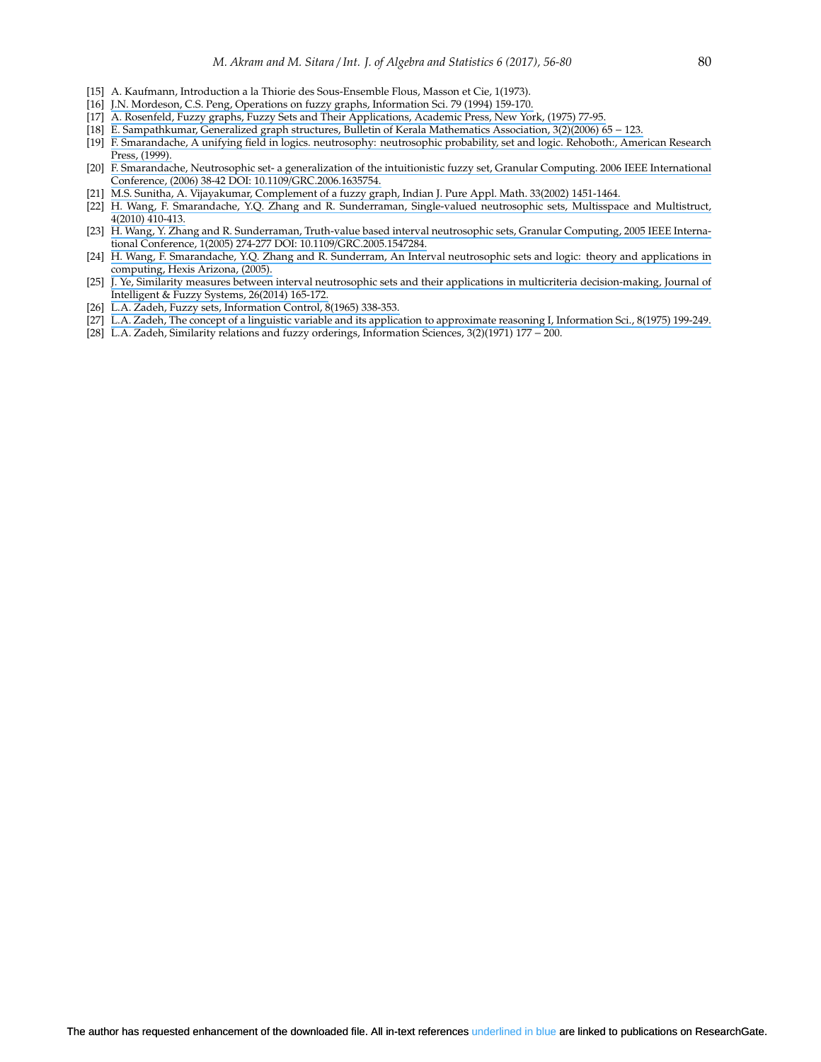[15] A. Kaufmann, Introduction a la Thiorie des Sous-Ensemble Flous, Masson et Cie, 1(1973).

[16] J.N. Mordeson, C.S. Peng, Operations on fuzzy graphs, Information Sci. 79 (1994) 159-170.

[17] A. Rosenfeld, Fuzzy graphs, Fuzzy Sets and Their Applications, Academic Press, New York, (1975) 77-95.

[18] E. Sampathkumar, Generalized graph structures, Bulletin of Kerala Mathematics Association, 3(2)(2006) 65 − 123.

[19] F. Smarandache, A unifying field in logics. neutrosophy: neutrosophic probability, set and logic. Rehoboth:, American Research Press, (1999).

[20] F. Smarandache, Neutrosophic set- a generalization of the intuitionistic fuzzy set, Granular Computing. 2006 IEEE International Conference, (2006) 38-42 DOI: 10.1109/GRC.2006.1635754.

[21] M.S. Sunitha, A. Vijayakumar, Complement of a fuzzy graph, Indian J. Pure Appl. Math. 33(2002) 1451-1464.

[22] H. Wang, F. Smarandache, Y.Q. Zhang and R. Sunderraman, Single-valued neutrosophic sets, Multisspace and Multistruct, 4(2010) 410-413.

[23] H. Wang, Y. Zhang and R. Sunderraman, Truth-value based interval neutrosophic sets, Granular Computing, 2005 IEEE International Conference, 1(2005) 274-277 DOI: 10.1109/GRC.2005.1547284.

[24] H. Wang, F. Smarandache, Y.Q. Zhang and R. Sunderram, An Interval neutrosophic sets and logic: theory and applications in computing, Hexis Arizona, (2005).

[25] J. Ye, Similarity measures between interval neutrosophic sets and their applications in multicriteria decision-making, Journal of Intelligent & Fuzzy Systems, 26(2014) 165-172.

[26] L.A. Zadeh, Fuzzy sets, Information Control, 8(1965) 338-353.

[27] L.A. Zadeh, The concept of a linguistic variable and its application to approximate reasoning I, Information Sci., 8(1975) 199-249.

[28] L.A. Zadeh, Similarity relations and fuzzy orderings, Information Sciences, 3(2)(1971) 177 − 200.